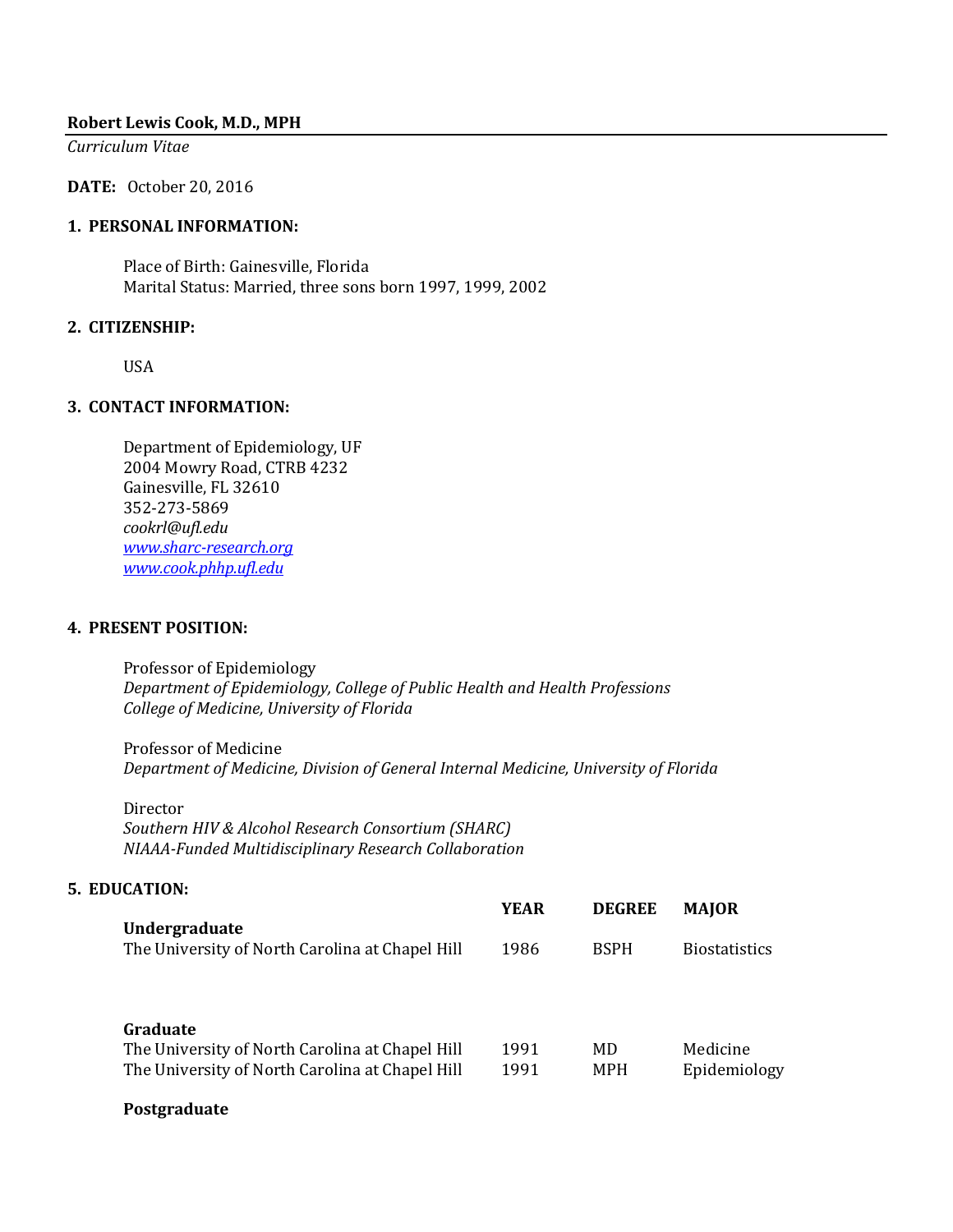**Robert Lewis Cook, M.D., MPH**

*Curriculum Vitae*

**DATE:** October 20, 2016

**1. PERSONAL INFORMATION:**

Place of Birth: Gainesville, Florida
Marital Status: Married, three sons born 1997, 1999, 2002

**2. CITIZENSHIP:**

USA

**3. CONTACT INFORMATION:**

Department of Epidemiology, UF
2004 Mowry Road, CTRB 4232
Gainesville, FL 32610
352-273-5869
*cookrl@ufl.edu*
*www.sharc-research.org*
*www.cook.phhp.ufl.edu*

**4. PRESENT POSITION:**

Professor of Epidemiology
*Department of Epidemiology, College of Public Health and Health Professions*
*College of Medicine, University of Florida*

Professor of Medicine
*Department of Medicine, Division of General Internal Medicine, University of Florida*

Director
*Southern HIV & Alcohol Research Consortium (SHARC)*
*NIAAA-Funded Multidisciplinary Research Collaboration*

**5. EDUCATION:**

| | YEAR | DEGREE | MAJOR |
|---|---|---|---|
| **Undergraduate** | | | |
| The University of North Carolina at Chapel Hill | 1986 | BSPH | Biostatistics |
| **Graduate** | | | |
| The University of North Carolina at Chapel Hill | 1991 | MD | Medicine |
| The University of North Carolina at Chapel Hill | 1991 | MPH | Epidemiology |

**Postgraduate**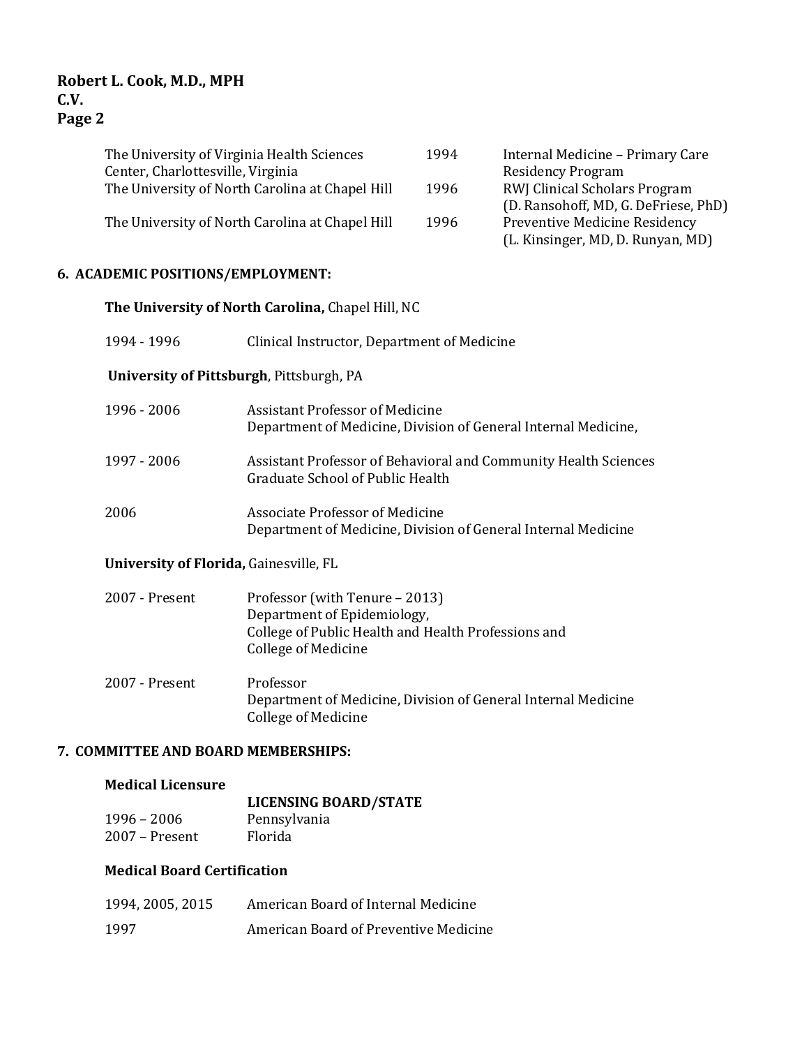| | | |
|---|---|---|
| The University of Virginia Health Sciences Center, Charlottesville, Virginia | 1994 | Internal Medicine – Primary Care Residency Program |
| The University of North Carolina at Chapel Hill | 1996 | RWJ Clinical Scholars Program (D. Ransohoff, MD, G. DeFriese, PhD) |
| The University of North Carolina at Chapel Hill | 1996 | Preventive Medicine Residency (L. Kinsinger, MD, D. Runyan, MD) |

## 6. ACADEMIC POSITIONS/EMPLOYMENT:

**The University of North Carolina,** Chapel Hill, NC

| | |
|---|---|
| 1994 - 1996 | Clinical Instructor, Department of Medicine |

**University of Pittsburgh**, Pittsburgh, PA

| | |
|---|---|
| 1996 - 2006 | Assistant Professor of Medicine<br>Department of Medicine, Division of General Internal Medicine, |
| 1997 - 2006 | Assistant Professor of Behavioral and Community Health Sciences<br>Graduate School of Public Health |
| 2006 | Associate Professor of Medicine<br>Department of Medicine, Division of General Internal Medicine |

**University of Florida,** Gainesville, FL

| | |
|---|---|
| 2007 - Present | Professor (with Tenure – 2013)<br>Department of Epidemiology,<br>College of Public Health and Health Professions and<br>College of Medicine |
| 2007 - Present | Professor<br>Department of Medicine, Division of General Internal Medicine<br>College of Medicine |

## 7. COMMITTEE AND BOARD MEMBERSHIPS:

**Medical Licensure**

| | **LICENSING BOARD/STATE** |
|---|---|
| 1996 – 2006 | Pennsylvania |
| 2007 – Present | Florida |

**Medical Board Certification**

| | |
|---|---|
| 1994, 2005, 2015 | American Board of Internal Medicine |
| 1997 | American Board of Preventive Medicine |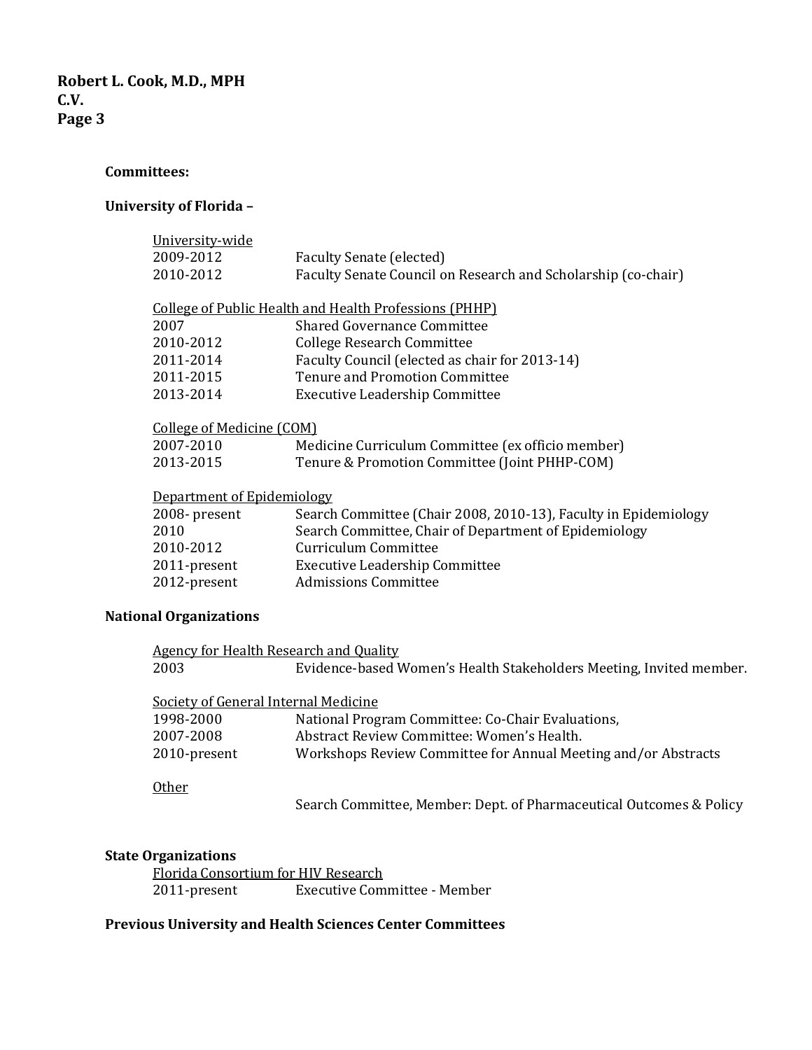### Committees:

### University of Florida –

University-wide

| | |
|---|---|
| 2009-2012 | Faculty Senate (elected) |
| 2010-2012 | Faculty Senate Council on Research and Scholarship (co-chair) |

College of Public Health and Health Professions (PHHP)

| | |
|---|---|
| 2007 | Shared Governance Committee |
| 2010-2012 | College Research Committee |
| 2011-2014 | Faculty Council (elected as chair for 2013-14) |
| 2011-2015 | Tenure and Promotion Committee |
| 2013-2014 | Executive Leadership Committee |

College of Medicine (COM)

| | |
|---|---|
| 2007-2010 | Medicine Curriculum Committee (ex officio member) |
| 2013-2015 | Tenure & Promotion Committee (Joint PHHP-COM) |

Department of Epidemiology

| | |
|---|---|
| 2008- present | Search Committee (Chair 2008, 2010-13), Faculty in Epidemiology |
| 2010 | Search Committee, Chair of Department of Epidemiology |
| 2010-2012 | Curriculum Committee |
| 2011-present | Executive Leadership Committee |
| 2012-present | Admissions Committee |

### National Organizations

Agency for Health Research and Quality

| | |
|---|---|
| 2003 | Evidence-based Women's Health Stakeholders Meeting, Invited member. |

Society of General Internal Medicine

| | |
|---|---|
| 1998-2000 | National Program Committee: Co-Chair Evaluations, |
| 2007-2008 | Abstract Review Committee: Women's Health. |
| 2010-present | Workshops Review Committee for Annual Meeting and/or Abstracts |

Other

| | |
|---|---|
| | Search Committee, Member: Dept. of Pharmaceutical Outcomes & Policy |

### State Organizations

Florida Consortium for HIV Research

| | |
|---|---|
| 2011-present | Executive Committee - Member |

### Previous University and Health Sciences Center Committees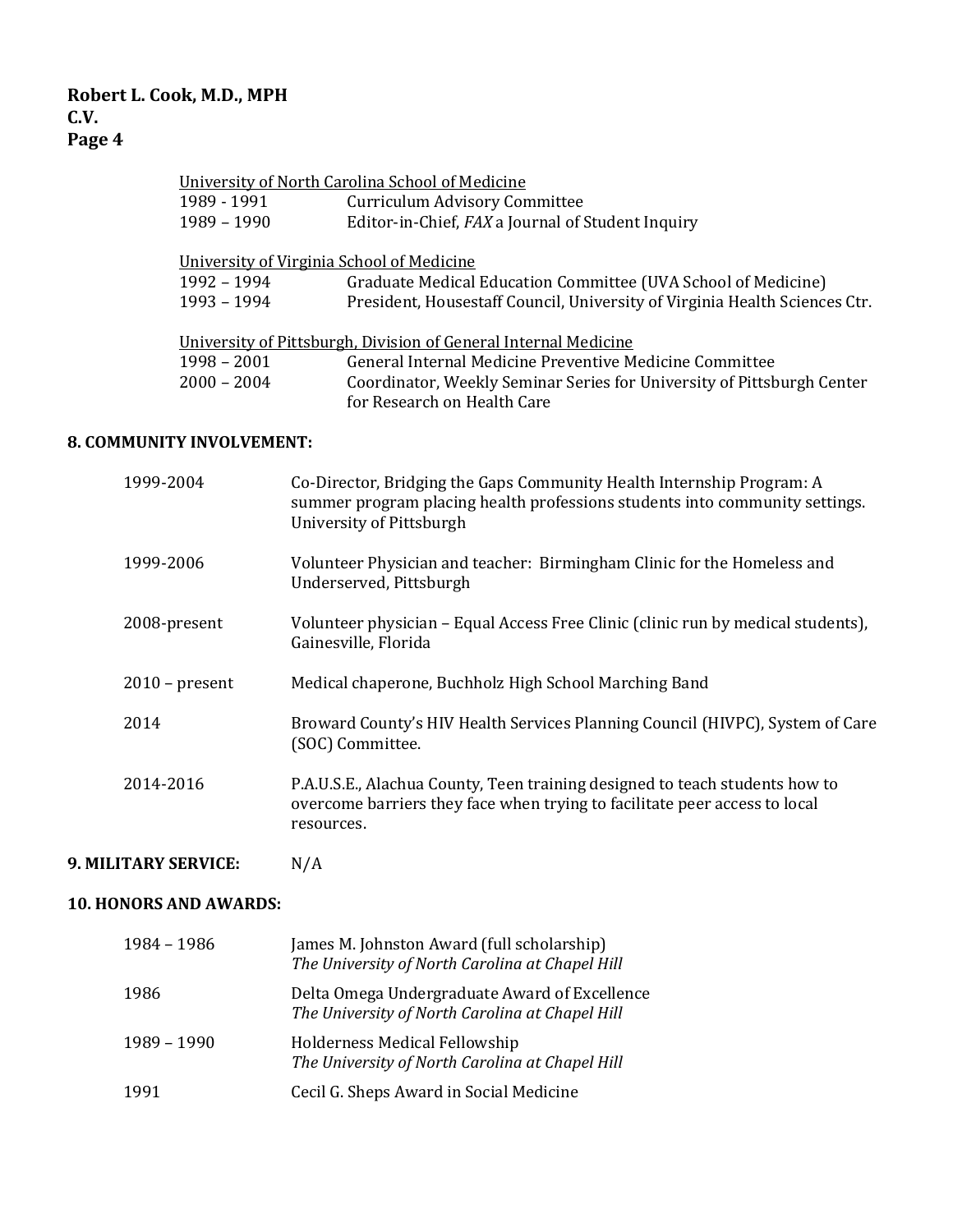University of North Carolina School of Medicine

| | |
|---|---|
| 1989 - 1991 | Curriculum Advisory Committee |
| 1989 – 1990 | Editor-in-Chief, *FAX* a Journal of Student Inquiry |

University of Virginia School of Medicine

| | |
|---|---|
| 1992 – 1994 | Graduate Medical Education Committee (UVA School of Medicine) |
| 1993 – 1994 | President, Housestaff Council, University of Virginia Health Sciences Ctr. |

University of Pittsburgh, Division of General Internal Medicine

| | |
|---|---|
| 1998 – 2001 | General Internal Medicine Preventive Medicine Committee |
| 2000 – 2004 | Coordinator, Weekly Seminar Series for University of Pittsburgh Center for Research on Health Care |

**8. COMMUNITY INVOLVEMENT:**

| | |
|---|---|
| 1999-2004 | Co-Director, Bridging the Gaps Community Health Internship Program: A summer program placing health professions students into community settings. University of Pittsburgh |
| 1999-2006 | Volunteer Physician and teacher: Birmingham Clinic for the Homeless and Underserved, Pittsburgh |
| 2008-present | Volunteer physician – Equal Access Free Clinic (clinic run by medical students), Gainesville, Florida |
| 2010 – present | Medical chaperone, Buchholz High School Marching Band |
| 2014 | Broward County's HIV Health Services Planning Council (HIVPC), System of Care (SOC) Committee. |
| 2014-2016 | P.A.U.S.E., Alachua County, Teen training designed to teach students how to overcome barriers they face when trying to facilitate peer access to local resources. |

**9. MILITARY SERVICE:** N/A

**10. HONORS AND AWARDS:**

| | |
|---|---|
| 1984 – 1986 | James M. Johnston Award (full scholarship)<br>*The University of North Carolina at Chapel Hill* |
| 1986 | Delta Omega Undergraduate Award of Excellence<br>*The University of North Carolina at Chapel Hill* |
| 1989 – 1990 | Holderness Medical Fellowship<br>*The University of North Carolina at Chapel Hill* |
| 1991 | Cecil G. Sheps Award in Social Medicine |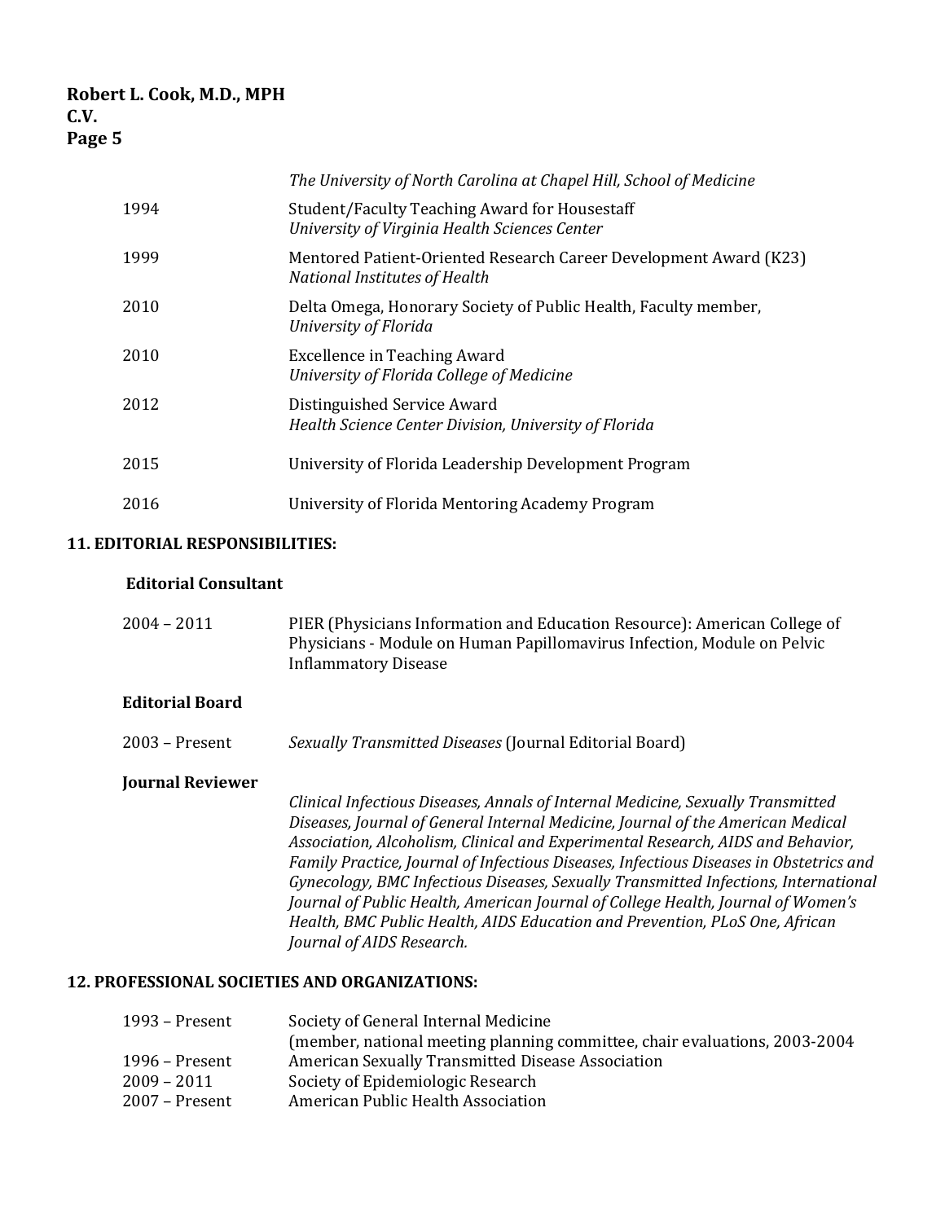| | |
|---|---|
| | *The University of North Carolina at Chapel Hill, School of Medicine* |
| 1994 | Student/Faculty Teaching Award for Housestaff<br>*University of Virginia Health Sciences Center* |
| 1999 | Mentored Patient-Oriented Research Career Development Award (K23)<br>*National Institutes of Health* |
| 2010 | Delta Omega, Honorary Society of Public Health, Faculty member,<br>*University of Florida* |
| 2010 | Excellence in Teaching Award<br>*University of Florida College of Medicine* |
| 2012 | Distinguished Service Award<br>*Health Science Center Division, University of Florida* |
| 2015 | University of Florida Leadership Development Program |
| 2016 | University of Florida Mentoring Academy Program |

## 11. EDITORIAL RESPONSIBILITIES:

### Editorial Consultant

| | |
|---|---|
| 2004 – 2011 | PIER (Physicians Information and Education Resource): American College of Physicians - Module on Human Papillomavirus Infection, Module on Pelvic Inflammatory Disease |

### Editorial Board

| | |
|---|---|
| 2003 – Present | *Sexually Transmitted Diseases* (Journal Editorial Board) |

### Journal Reviewer

*Clinical Infectious Diseases, Annals of Internal Medicine, Sexually Transmitted Diseases, Journal of General Internal Medicine, Journal of the American Medical Association, Alcoholism, Clinical and Experimental Research, AIDS and Behavior, Family Practice, Journal of Infectious Diseases, Infectious Diseases in Obstetrics and Gynecology, BMC Infectious Diseases, Sexually Transmitted Infections, International Journal of Public Health, American Journal of College Health, Journal of Women's Health, BMC Public Health, AIDS Education and Prevention, PLoS One, African Journal of AIDS Research.*

## 12. PROFESSIONAL SOCIETIES AND ORGANIZATIONS:

| | |
|---|---|
| 1993 – Present | Society of General Internal Medicine<br>(member, national meeting planning committee, chair evaluations, 2003-2004 |
| 1996 – Present | American Sexually Transmitted Disease Association |
| 2009 – 2011 | Society of Epidemiologic Research |
| 2007 – Present | American Public Health Association |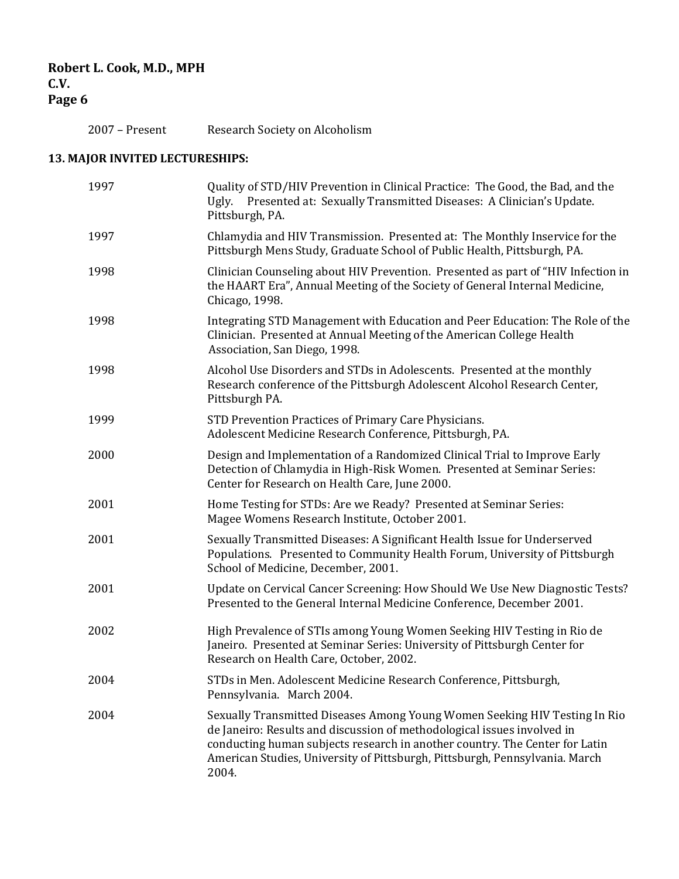| | |
|---|---|
| 2007 – Present | Research Society on Alcoholism |

## 13. MAJOR INVITED LECTURESHIPS:

| | |
|---|---|
| 1997 | Quality of STD/HIV Prevention in Clinical Practice: The Good, the Bad, and the Ugly. Presented at: Sexually Transmitted Diseases: A Clinician's Update. Pittsburgh, PA. |
| 1997 | Chlamydia and HIV Transmission. Presented at: The Monthly Inservice for the Pittsburgh Mens Study, Graduate School of Public Health, Pittsburgh, PA. |
| 1998 | Clinician Counseling about HIV Prevention. Presented as part of "HIV Infection in the HAART Era", Annual Meeting of the Society of General Internal Medicine, Chicago, 1998. |
| 1998 | Integrating STD Management with Education and Peer Education: The Role of the Clinician. Presented at Annual Meeting of the American College Health Association, San Diego, 1998. |
| 1998 | Alcohol Use Disorders and STDs in Adolescents. Presented at the monthly Research conference of the Pittsburgh Adolescent Alcohol Research Center, Pittsburgh PA. |
| 1999 | STD Prevention Practices of Primary Care Physicians. Adolescent Medicine Research Conference, Pittsburgh, PA. |
| 2000 | Design and Implementation of a Randomized Clinical Trial to Improve Early Detection of Chlamydia in High-Risk Women. Presented at Seminar Series: Center for Research on Health Care, June 2000. |
| 2001 | Home Testing for STDs: Are we Ready? Presented at Seminar Series: Magee Womens Research Institute, October 2001. |
| 2001 | Sexually Transmitted Diseases: A Significant Health Issue for Underserved Populations. Presented to Community Health Forum, University of Pittsburgh School of Medicine, December, 2001. |
| 2001 | Update on Cervical Cancer Screening: How Should We Use New Diagnostic Tests? Presented to the General Internal Medicine Conference, December 2001. |
| 2002 | High Prevalence of STIs among Young Women Seeking HIV Testing in Rio de Janeiro. Presented at Seminar Series: University of Pittsburgh Center for Research on Health Care, October, 2002. |
| 2004 | STDs in Men. Adolescent Medicine Research Conference, Pittsburgh, Pennsylvania. March 2004. |
| 2004 | Sexually Transmitted Diseases Among Young Women Seeking HIV Testing In Rio de Janeiro: Results and discussion of methodological issues involved in conducting human subjects research in another country. The Center for Latin American Studies, University of Pittsburgh, Pittsburgh, Pennsylvania. March 2004. |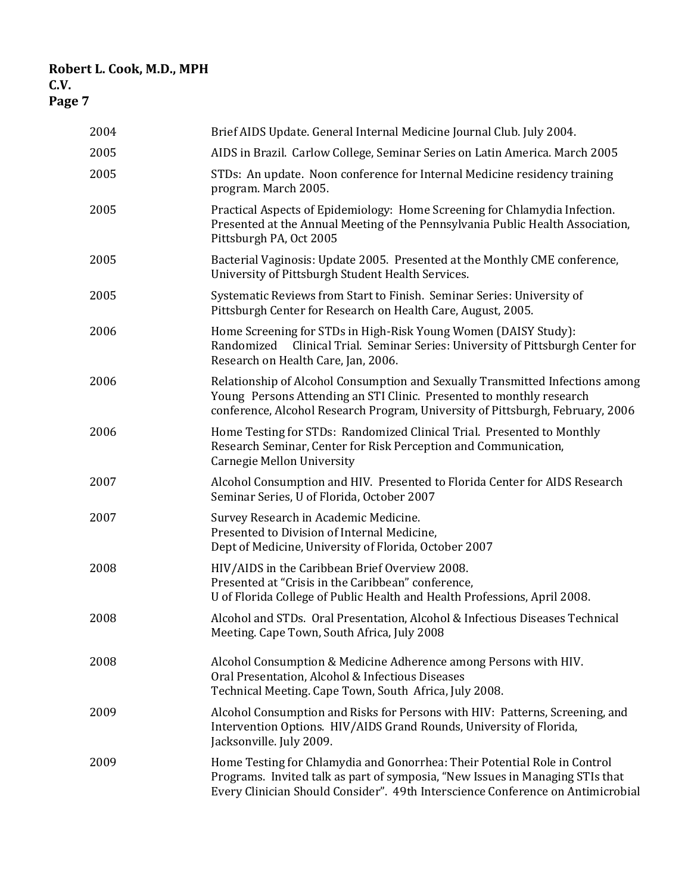| | |
|---|---|
| 2004 | Brief AIDS Update. General Internal Medicine Journal Club. July 2004. |
| 2005 | AIDS in Brazil. Carlow College, Seminar Series on Latin America. March 2005 |
| 2005 | STDs: An update. Noon conference for Internal Medicine residency training program. March 2005. |
| 2005 | Practical Aspects of Epidemiology: Home Screening for Chlamydia Infection. Presented at the Annual Meeting of the Pennsylvania Public Health Association, Pittsburgh PA, Oct 2005 |
| 2005 | Bacterial Vaginosis: Update 2005. Presented at the Monthly CME conference, University of Pittsburgh Student Health Services. |
| 2005 | Systematic Reviews from Start to Finish. Seminar Series: University of Pittsburgh Center for Research on Health Care, August, 2005. |
| 2006 | Home Screening for STDs in High-Risk Young Women (DAISY Study): Randomized Clinical Trial. Seminar Series: University of Pittsburgh Center for Research on Health Care, Jan, 2006. |
| 2006 | Relationship of Alcohol Consumption and Sexually Transmitted Infections among Young Persons Attending an STI Clinic. Presented to monthly research conference, Alcohol Research Program, University of Pittsburgh, February, 2006 |
| 2006 | Home Testing for STDs: Randomized Clinical Trial. Presented to Monthly Research Seminar, Center for Risk Perception and Communication, Carnegie Mellon University |
| 2007 | Alcohol Consumption and HIV. Presented to Florida Center for AIDS Research Seminar Series, U of Florida, October 2007 |
| 2007 | Survey Research in Academic Medicine. Presented to Division of Internal Medicine, Dept of Medicine, University of Florida, October 2007 |
| 2008 | HIV/AIDS in the Caribbean Brief Overview 2008. Presented at "Crisis in the Caribbean" conference, U of Florida College of Public Health and Health Professions, April 2008. |
| 2008 | Alcohol and STDs. Oral Presentation, Alcohol & Infectious Diseases Technical Meeting. Cape Town, South Africa, July 2008 |
| 2008 | Alcohol Consumption & Medicine Adherence among Persons with HIV. Oral Presentation, Alcohol & Infectious Diseases Technical Meeting. Cape Town, South Africa, July 2008. |
| 2009 | Alcohol Consumption and Risks for Persons with HIV: Patterns, Screening, and Intervention Options. HIV/AIDS Grand Rounds, University of Florida, Jacksonville. July 2009. |
| 2009 | Home Testing for Chlamydia and Gonorrhea: Their Potential Role in Control Programs. Invited talk as part of symposia, "New Issues in Managing STIs that Every Clinician Should Consider". 49th Interscience Conference on Antimicrobial |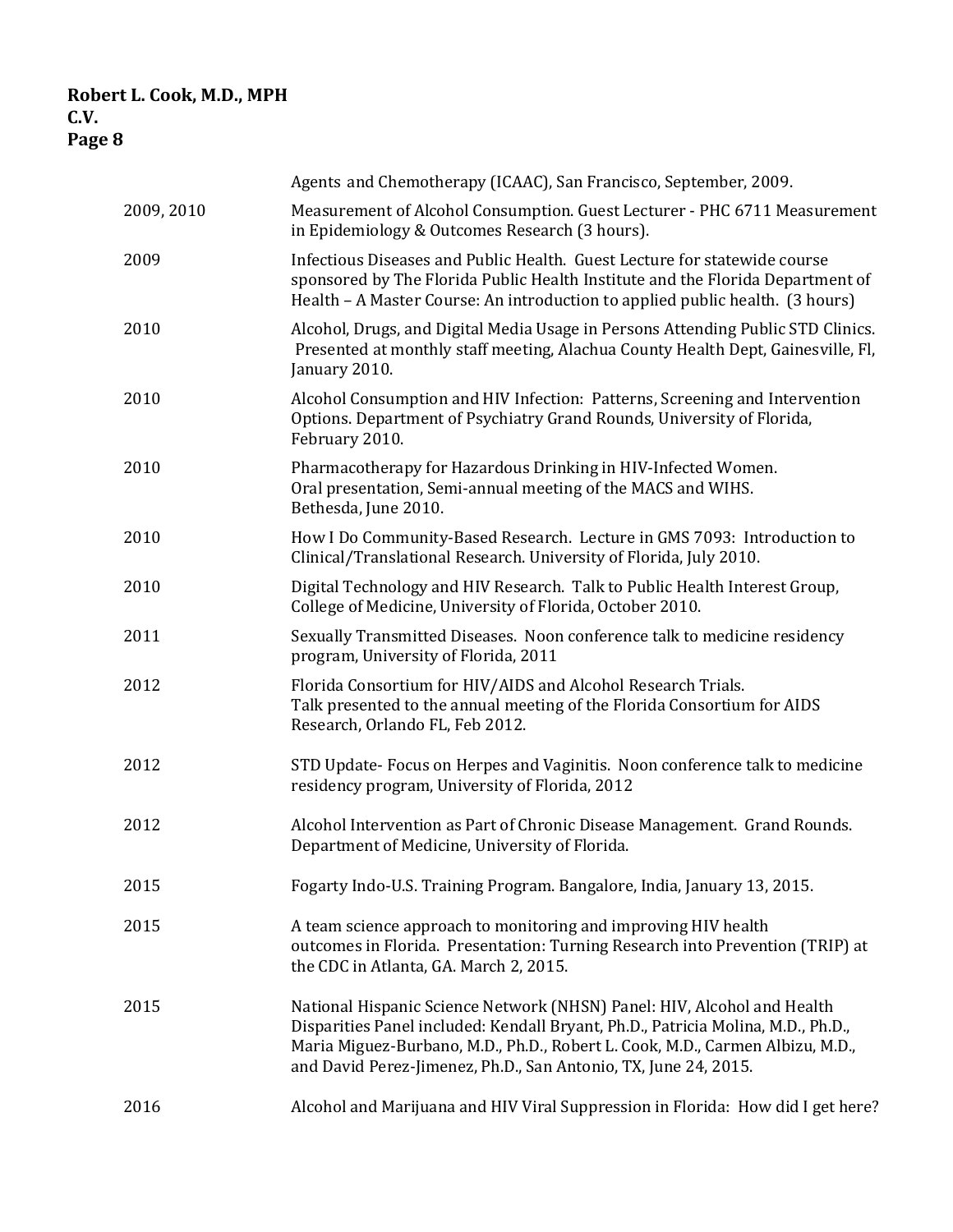| | |
|---|---|
| | Agents and Chemotherapy (ICAAC), San Francisco, September, 2009. |
| 2009, 2010 | Measurement of Alcohol Consumption. Guest Lecturer - PHC 6711 Measurement in Epidemiology & Outcomes Research (3 hours). |
| 2009 | Infectious Diseases and Public Health. Guest Lecture for statewide course sponsored by The Florida Public Health Institute and the Florida Department of Health – A Master Course: An introduction to applied public health. (3 hours) |
| 2010 | Alcohol, Drugs, and Digital Media Usage in Persons Attending Public STD Clinics. Presented at monthly staff meeting, Alachua County Health Dept, Gainesville, Fl, January 2010. |
| 2010 | Alcohol Consumption and HIV Infection: Patterns, Screening and Intervention Options. Department of Psychiatry Grand Rounds, University of Florida, February 2010. |
| 2010 | Pharmacotherapy for Hazardous Drinking in HIV-Infected Women. Oral presentation, Semi-annual meeting of the MACS and WIHS. Bethesda, June 2010. |
| 2010 | How I Do Community-Based Research. Lecture in GMS 7093: Introduction to Clinical/Translational Research. University of Florida, July 2010. |
| 2010 | Digital Technology and HIV Research. Talk to Public Health Interest Group, College of Medicine, University of Florida, October 2010. |
| 2011 | Sexually Transmitted Diseases. Noon conference talk to medicine residency program, University of Florida, 2011 |
| 2012 | Florida Consortium for HIV/AIDS and Alcohol Research Trials. Talk presented to the annual meeting of the Florida Consortium for AIDS Research, Orlando FL, Feb 2012. |
| 2012 | STD Update- Focus on Herpes and Vaginitis. Noon conference talk to medicine residency program, University of Florida, 2012 |
| 2012 | Alcohol Intervention as Part of Chronic Disease Management. Grand Rounds. Department of Medicine, University of Florida. |
| 2015 | Fogarty Indo-U.S. Training Program. Bangalore, India, January 13, 2015. |
| 2015 | A team science approach to monitoring and improving HIV health outcomes in Florida. Presentation: Turning Research into Prevention (TRIP) at the CDC in Atlanta, GA. March 2, 2015. |
| 2015 | National Hispanic Science Network (NHSN) Panel: HIV, Alcohol and Health Disparities Panel included: Kendall Bryant, Ph.D., Patricia Molina, M.D., Ph.D., Maria Miguez-Burbano, M.D., Ph.D., Robert L. Cook, M.D., Carmen Albizu, M.D., and David Perez-Jimenez, Ph.D., San Antonio, TX, June 24, 2015. |
| 2016 | Alcohol and Marijuana and HIV Viral Suppression in Florida: How did I get here? |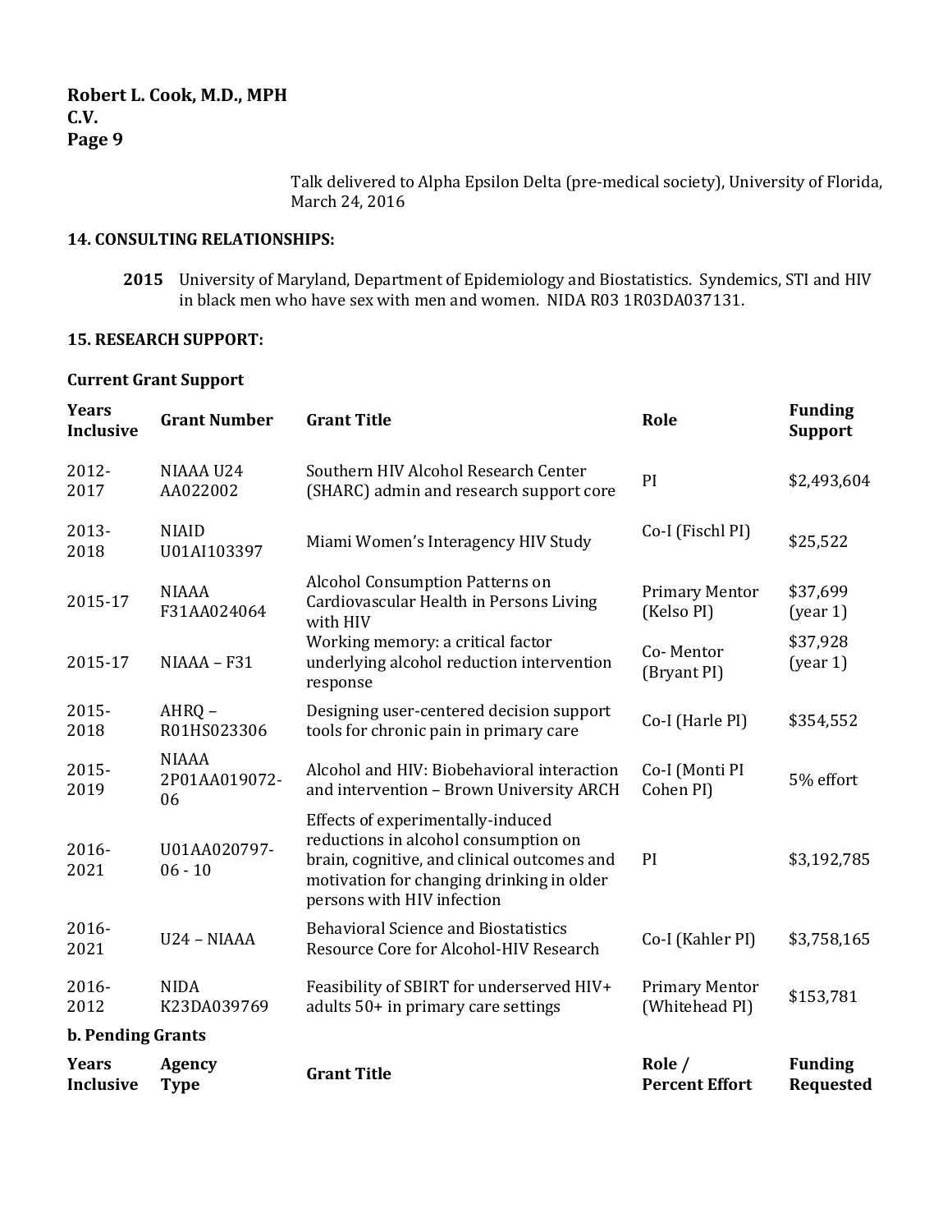Talk delivered to Alpha Epsilon Delta (pre-medical society), University of Florida, March 24, 2016

**14. CONSULTING RELATIONSHIPS:**

**2015** University of Maryland, Department of Epidemiology and Biostatistics. Syndemics, STI and HIV in black men who have sex with men and women. NIDA R03 1R03DA037131.

**15. RESEARCH SUPPORT:**

**Current Grant Support**

| Years Inclusive | Grant Number | Grant Title | Role | Funding Support |
|---|---|---|---|---|
| 2012-2017 | NIAAA U24 AA022002 | Southern HIV Alcohol Research Center (SHARC) admin and research support core | PI | $2,493,604 |
| 2013-2018 | NIAID U01AI103397 | Miami Women's Interagency HIV Study | Co-I (Fischl PI) | $25,522 |
| 2015-17 | NIAAA F31AA024064 | Alcohol Consumption Patterns on Cardiovascular Health in Persons Living with HIV | Primary Mentor (Kelso PI) | $37,699 (year 1) |
| 2015-17 | NIAAA – F31 | Working memory: a critical factor underlying alcohol reduction intervention response | Co- Mentor (Bryant PI) | $37,928 (year 1) |
| 2015-2018 | AHRQ – R01HS023306 | Designing user-centered decision support tools for chronic pain in primary care | Co-I (Harle PI) | $354,552 |
| 2015-2019 | NIAAA 2P01AA019072-06 | Alcohol and HIV: Biobehavioral interaction and intervention – Brown University ARCH | Co-I (Monti PI Cohen PI) | 5% effort |
| 2016-2021 | U01AA020797-06 - 10 | Effects of experimentally-induced reductions in alcohol consumption on brain, cognitive, and clinical outcomes and motivation for changing drinking in older persons with HIV infection | PI | $3,192,785 |
| 2016-2021 | U24 – NIAAA | Behavioral Science and Biostatistics Resource Core for Alcohol-HIV Research | Co-I (Kahler PI) | $3,758,165 |
| 2016-2012 | NIDA K23DA039769 | Feasibility of SBIRT for underserved HIV+ adults 50+ in primary care settings | Primary Mentor (Whitehead PI) | $153,781 |

**b. Pending Grants**

| Years Inclusive | Agency Type | Grant Title | Role / Percent Effort | Funding Requested |
|---|---|---|---|---|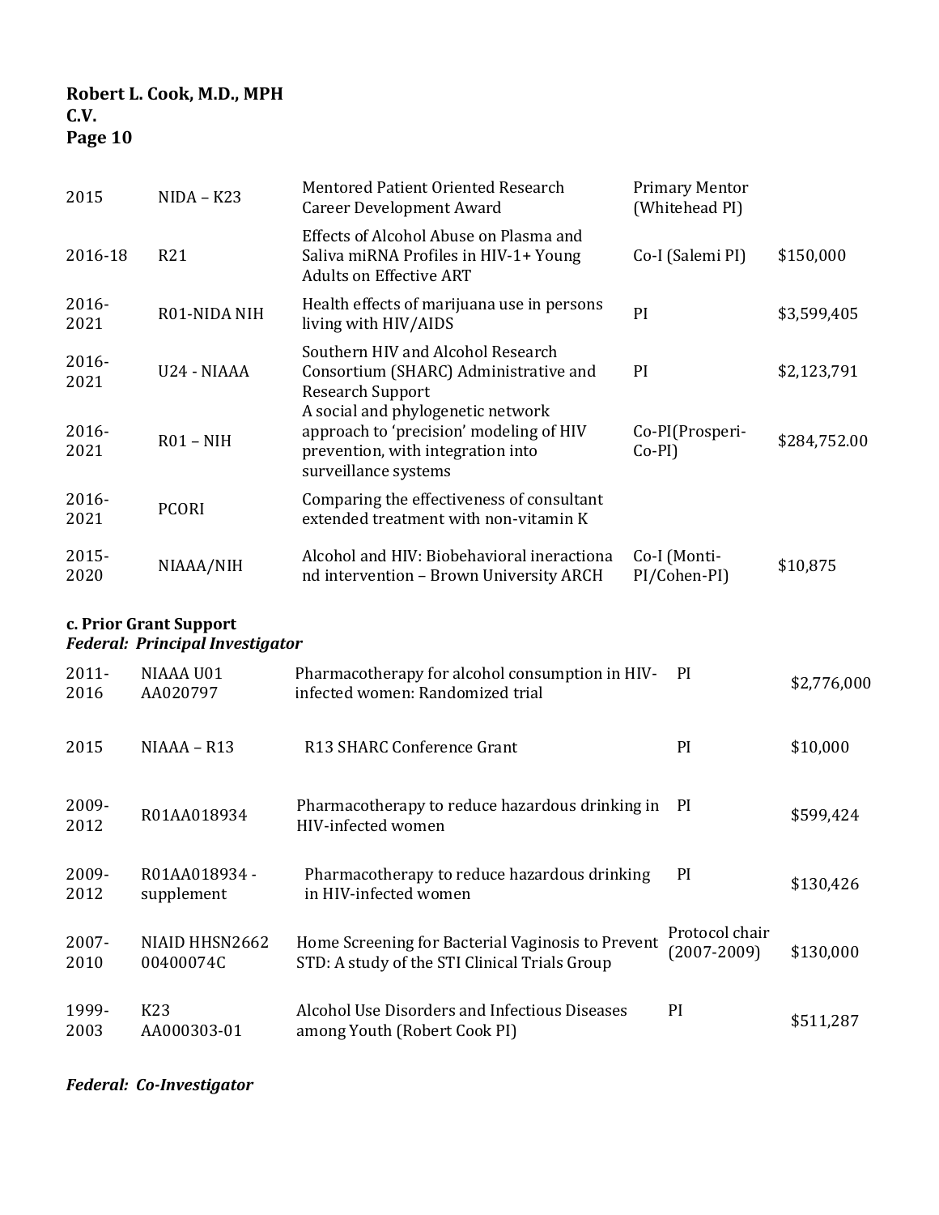| | | | | |
|---|---|---|---|---|
| 2015 | NIDA – K23 | Mentored Patient Oriented Research Career Development Award | Primary Mentor (Whitehead PI) | |
| 2016-18 | R21 | Effects of Alcohol Abuse on Plasma and Saliva miRNA Profiles in HIV-1+ Young Adults on Effective ART | Co-I (Salemi PI) | $150,000 |
| 2016-2021 | R01-NIDA NIH | Health effects of marijuana use in persons living with HIV/AIDS | PI | $3,599,405 |
| 2016-2021 | U24 - NIAAA | Southern HIV and Alcohol Research Consortium (SHARC) Administrative and Research Support | PI | $2,123,791 |
| 2016-2021 | R01 – NIH | A social and phylogenetic network approach to 'precision' modeling of HIV prevention, with integration into surveillance systems | Co-PI(Prosperi-Co-PI) | $284,752.00 |
| 2016-2021 | PCORI | Comparing the effectiveness of consultant extended treatment with non-vitamin K | | |
| 2015-2020 | NIAAA/NIH | Alcohol and HIV: Biobehavioral ineractiona nd intervention – Brown University ARCH | Co-I (Monti-PI/Cohen-PI) | $10,875 |

**c. Prior Grant Support**

***Federal: Principal Investigator***

| | | | | |
|---|---|---|---|---|
| 2011-2016 | NIAAA U01 AA020797 | Pharmacotherapy for alcohol consumption in HIV-infected women: Randomized trial | PI | $2,776,000 |
| 2015 | NIAAA – R13 | R13 SHARC Conference Grant | PI | $10,000 |
| 2009-2012 | R01AA018934 | Pharmacotherapy to reduce hazardous drinking in HIV-infected women | PI | $599,424 |
| 2009-2012 | R01AA018934 - supplement | Pharmacotherapy to reduce hazardous drinking in HIV-infected women | PI | $130,426 |
| 2007-2010 | NIAID HHSN266200400074C | Home Screening for Bacterial Vaginosis to Prevent STD: A study of the STI Clinical Trials Group | Protocol chair (2007-2009) | $130,000 |
| 1999-2003 | K23 AA000303-01 | Alcohol Use Disorders and Infectious Diseases among Youth (Robert Cook PI) | PI | $511,287 |

***Federal: Co-Investigator***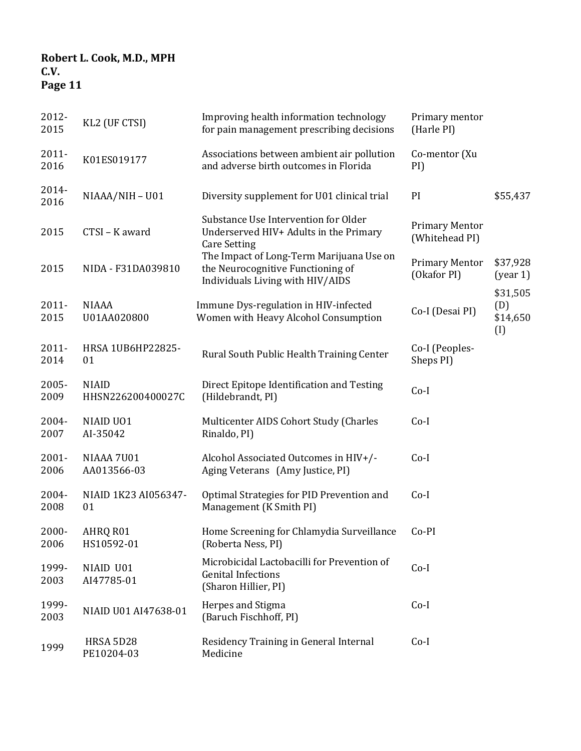| | | | | |
|---|---|---|---|---|
| 2012-2015 | KL2 (UF CTSI) | Improving health information technology for pain management prescribing decisions | Primary mentor (Harle PI) | |
| 2011-2016 | K01ES019177 | Associations between ambient air pollution and adverse birth outcomes in Florida | Co-mentor (Xu PI) | |
| 2014-2016 | NIAAA/NIH – U01 | Diversity supplement for U01 clinical trial | PI | $55,437 |
| 2015 | CTSI – K award | Substance Use Intervention for Older Underserved HIV+ Adults in the Primary Care Setting | Primary Mentor (Whitehead PI) | |
| 2015 | NIDA - F31DA039810 | The Impact of Long-Term Marijuana Use on the Neurocognitive Functioning of Individuals Living with HIV/AIDS | Primary Mentor (Okafor PI) | $37,928 (year 1) |
| 2011-2015 | NIAAA U01AA020800 | Immune Dys-regulation in HIV-infected Women with Heavy Alcohol Consumption | Co-I (Desai PI) | $31,505 (D) $14,650 (I) |
| 2011-2014 | HRSA 1UB6HP22825-01 | Rural South Public Health Training Center | Co-I (Peoples-Sheps PI) | |
| 2005-2009 | NIAID HHSN226200400027C | Direct Epitope Identification and Testing (Hildebrandt, PI) | Co-I | |
| 2004-2007 | NIAID UO1 AI-35042 | Multicenter AIDS Cohort Study (Charles Rinaldo, PI) | Co-I | |
| 2001-2006 | NIAAA 7U01 AA013566-03 | Alcohol Associated Outcomes in HIV+/- Aging Veterans (Amy Justice, PI) | Co-I | |
| 2004-2008 | NIAID 1K23 AI056347-01 | Optimal Strategies for PID Prevention and Management (K Smith PI) | Co-I | |
| 2000-2006 | AHRQ R01 HS10592-01 | Home Screening for Chlamydia Surveillance (Roberta Ness, PI) | Co-PI | |
| 1999-2003 | NIAID U01 AI47785-01 | Microbicidal Lactobacilli for Prevention of Genital Infections (Sharon Hillier, PI) | Co-I | |
| 1999-2003 | NIAID U01 AI47638-01 | Herpes and Stigma (Baruch Fischhoff, PI) | Co-I | |
| 1999 | HRSA 5D28 PE10204-03 | Residency Training in General Internal Medicine | Co-I | |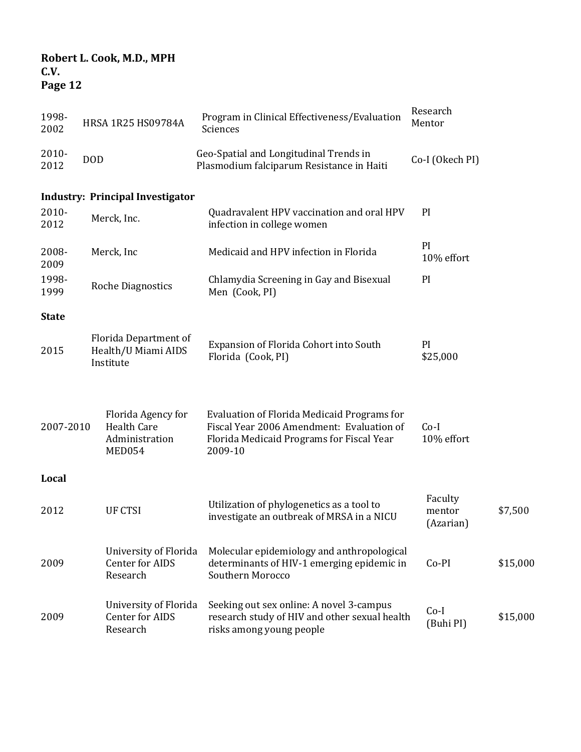| | | | |
|---|---|---|---|
| 1998-2002 | HRSA 1R25 HS09784A | Program in Clinical Effectiveness/Evaluation Sciences | Research Mentor |
| 2010-2012 | DOD | Geo-Spatial and Longitudinal Trends in Plasmodium falciparum Resistance in Haiti | Co-I (Okech PI) |

**Industry: Principal Investigator**

| | | | |
|---|---|---|---|
| 2010-2012 | Merck, Inc. | Quadravalent HPV vaccination and oral HPV infection in college women | PI |
| 2008-2009 | Merck, Inc | Medicaid and HPV infection in Florida | PI<br>10% effort |
| 1998-1999 | Roche Diagnostics | Chlamydia Screening in Gay and Bisexual Men (Cook, PI) | PI |

**State**

| | | | |
|---|---|---|---|
| 2015 | Florida Department of Health/U Miami AIDS Institute | Expansion of Florida Cohort into South Florida (Cook, PI) | PI<br>$25,000 |
| 2007-2010 | Florida Agency for Health Care Administration MED054 | Evaluation of Florida Medicaid Programs for Fiscal Year 2006 Amendment: Evaluation of Florida Medicaid Programs for Fiscal Year 2009-10 | Co-I<br>10% effort |

**Local**

| | | | | |
|---|---|---|---|---|
| 2012 | UF CTSI | Utilization of phylogenetics as a tool to investigate an outbreak of MRSA in a NICU | Faculty mentor (Azarian) | $7,500 |
| 2009 | University of Florida Center for AIDS Research | Molecular epidemiology and anthropological determinants of HIV-1 emerging epidemic in Southern Morocco | Co-PI | $15,000 |
| 2009 | University of Florida Center for AIDS Research | Seeking out sex online: A novel 3-campus research study of HIV and other sexual health risks among young people | Co-I<br>(Buhi PI) | $15,000 |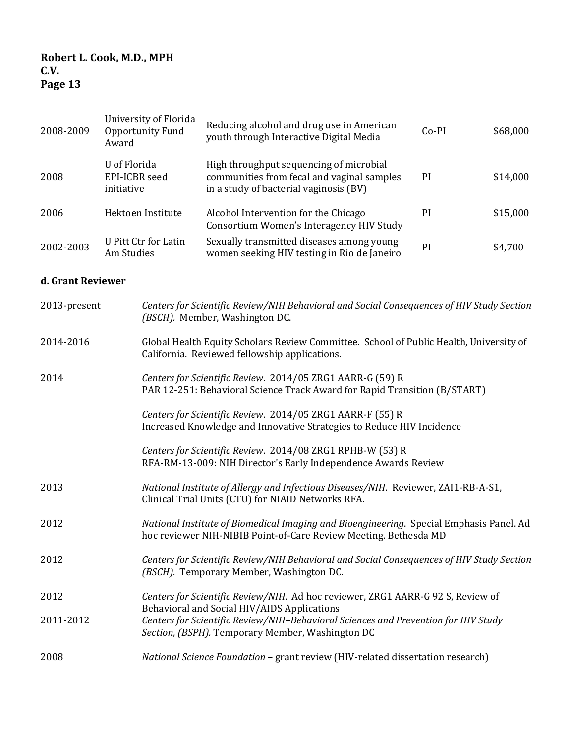| | | | | |
|---|---|---|---|---|
| 2008-2009 | University of Florida Opportunity Fund Award | Reducing alcohol and drug use in American youth through Interactive Digital Media | Co-PI | $68,000 |
| 2008 | U of Florida EPI-ICBR seed initiative | High throughput sequencing of microbial communities from fecal and vaginal samples in a study of bacterial vaginosis (BV) | PI | $14,000 |
| 2006 | Hektoen Institute | Alcohol Intervention for the Chicago Consortium Women's Interagency HIV Study | PI | $15,000 |
| 2002-2003 | U Pitt Ctr for Latin Am Studies | Sexually transmitted diseases among young women seeking HIV testing in Rio de Janeiro | PI | $4,700 |

**d. Grant Reviewer**

| | |
|---|---|
| 2013-present | *Centers for Scientific Review/NIH Behavioral and Social Consequences of HIV Study Section (BSCH).* Member, Washington DC. |
| 2014-2016 | Global Health Equity Scholars Review Committee. School of Public Health, University of California. Reviewed fellowship applications. |
| 2014 | *Centers for Scientific Review*. 2014/05 ZRG1 AARR-G (59) R<br>PAR 12-251: Behavioral Science Track Award for Rapid Transition (B/START) |
| | *Centers for Scientific Review*. 2014/05 ZRG1 AARR-F (55) R<br>Increased Knowledge and Innovative Strategies to Reduce HIV Incidence |
| | *Centers for Scientific Review*. 2014/08 ZRG1 RPHB-W (53) R<br>RFA-RM-13-009: NIH Director's Early Independence Awards Review |
| 2013 | *National Institute of Allergy and Infectious Diseases/NIH*. Reviewer, ZAI1-RB-A-S1, Clinical Trial Units (CTU) for NIAID Networks RFA. |
| 2012 | *National Institute of Biomedical Imaging and Bioengineering*. Special Emphasis Panel. Ad hoc reviewer NIH-NIBIB Point-of-Care Review Meeting. Bethesda MD |
| 2012 | *Centers for Scientific Review/NIH Behavioral and Social Consequences of HIV Study Section (BSCH).* Temporary Member, Washington DC. |
| 2012 | *Centers for Scientific Review/NIH*. Ad hoc reviewer, ZRG1 AARR-G 92 S, Review of Behavioral and Social HIV/AIDS Applications |
| 2011-2012 | *Centers for Scientific Review/NIH–Behavioral Sciences and Prevention for HIV Study Section, (BSPH).* Temporary Member, Washington DC |
| 2008 | *National Science Foundation* – grant review (HIV-related dissertation research) |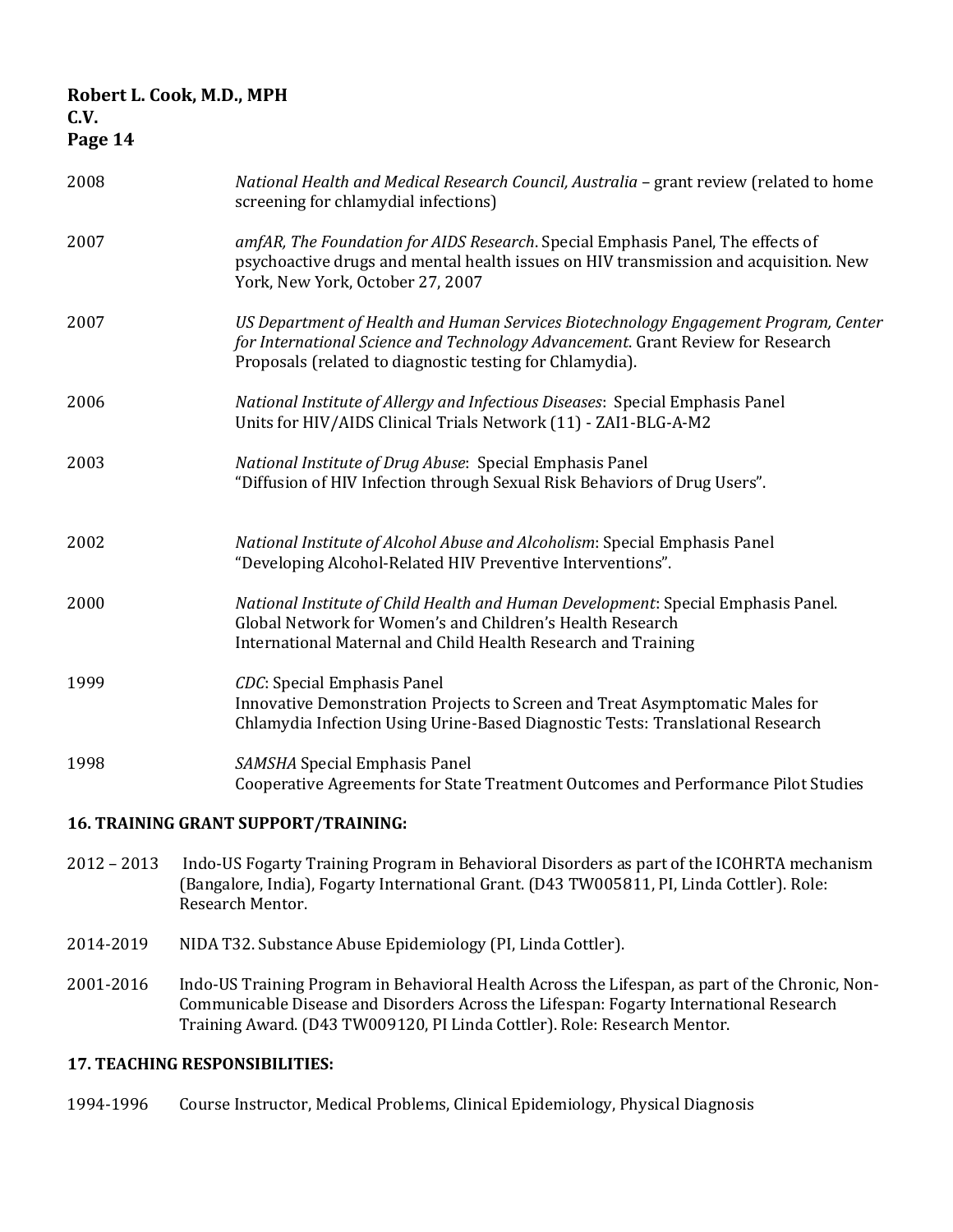2008 — *National Health and Medical Research Council, Australia* – grant review (related to home screening for chlamydial infections)

2007 — *amfAR, The Foundation for AIDS Research*. Special Emphasis Panel, The effects of psychoactive drugs and mental health issues on HIV transmission and acquisition. New York, New York, October 27, 2007

2007 — *US Department of Health and Human Services Biotechnology Engagement Program, Center for International Science and Technology Advancement*. Grant Review for Research Proposals (related to diagnostic testing for Chlamydia).

2006 — *National Institute of Allergy and Infectious Diseases*: Special Emphasis Panel
Units for HIV/AIDS Clinical Trials Network (11) - ZAI1-BLG-A-M2

2003 — *National Institute of Drug Abuse*: Special Emphasis Panel
"Diffusion of HIV Infection through Sexual Risk Behaviors of Drug Users".

2002 — *National Institute of Alcohol Abuse and Alcoholism*: Special Emphasis Panel
"Developing Alcohol-Related HIV Preventive Interventions".

2000 — *National Institute of Child Health and Human Development*: Special Emphasis Panel.
Global Network for Women's and Children's Health Research
International Maternal and Child Health Research and Training

1999 — *CDC*: Special Emphasis Panel
Innovative Demonstration Projects to Screen and Treat Asymptomatic Males for Chlamydia Infection Using Urine-Based Diagnostic Tests: Translational Research

1998 — *SAMSHA* Special Emphasis Panel
Cooperative Agreements for State Treatment Outcomes and Performance Pilot Studies

**16. TRAINING GRANT SUPPORT/TRAINING:**

2012 – 2013 — Indo-US Fogarty Training Program in Behavioral Disorders as part of the ICOHRTA mechanism (Bangalore, India), Fogarty International Grant. (D43 TW005811, PI, Linda Cottler). Role: Research Mentor.

2014-2019 — NIDA T32. Substance Abuse Epidemiology (PI, Linda Cottler).

2001-2016 — Indo-US Training Program in Behavioral Health Across the Lifespan, as part of the Chronic, Non-Communicable Disease and Disorders Across the Lifespan: Fogarty International Research Training Award. (D43 TW009120, PI Linda Cottler). Role: Research Mentor.

**17. TEACHING RESPONSIBILITIES:**

1994-1996 — Course Instructor, Medical Problems, Clinical Epidemiology, Physical Diagnosis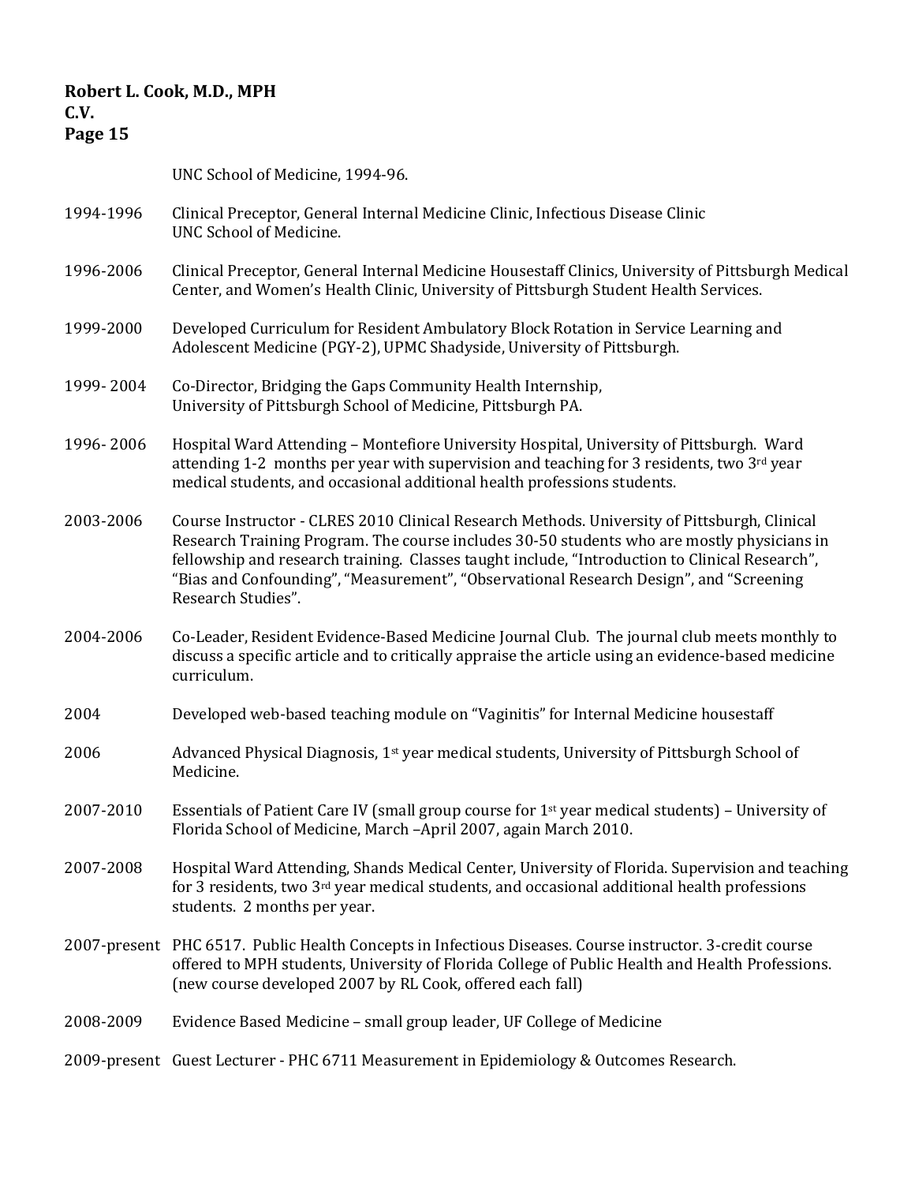UNC School of Medicine, 1994-96.

1994-1996 Clinical Preceptor, General Internal Medicine Clinic, Infectious Disease Clinic UNC School of Medicine.

1996-2006 Clinical Preceptor, General Internal Medicine Housestaff Clinics, University of Pittsburgh Medical Center, and Women's Health Clinic, University of Pittsburgh Student Health Services.

1999-2000 Developed Curriculum for Resident Ambulatory Block Rotation in Service Learning and Adolescent Medicine (PGY-2), UPMC Shadyside, University of Pittsburgh.

1999- 2004 Co-Director, Bridging the Gaps Community Health Internship, University of Pittsburgh School of Medicine, Pittsburgh PA.

1996- 2006 Hospital Ward Attending – Montefiore University Hospital, University of Pittsburgh. Ward attending 1-2 months per year with supervision and teaching for 3 residents, two 3rd year medical students, and occasional additional health professions students.

2003-2006 Course Instructor - CLRES 2010 Clinical Research Methods. University of Pittsburgh, Clinical Research Training Program. The course includes 30-50 students who are mostly physicians in fellowship and research training. Classes taught include, "Introduction to Clinical Research", "Bias and Confounding", "Measurement", "Observational Research Design", and "Screening Research Studies".

2004-2006 Co-Leader, Resident Evidence-Based Medicine Journal Club. The journal club meets monthly to discuss a specific article and to critically appraise the article using an evidence-based medicine curriculum.

2004 Developed web-based teaching module on "Vaginitis" for Internal Medicine housestaff

2006 Advanced Physical Diagnosis, 1st year medical students, University of Pittsburgh School of Medicine.

2007-2010 Essentials of Patient Care IV (small group course for 1st year medical students) – University of Florida School of Medicine, March –April 2007, again March 2010.

2007-2008 Hospital Ward Attending, Shands Medical Center, University of Florida. Supervision and teaching for 3 residents, two 3rd year medical students, and occasional additional health professions students. 2 months per year.

2007-present PHC 6517. Public Health Concepts in Infectious Diseases. Course instructor. 3-credit course offered to MPH students, University of Florida College of Public Health and Health Professions. (new course developed 2007 by RL Cook, offered each fall)

2008-2009 Evidence Based Medicine – small group leader, UF College of Medicine

2009-present Guest Lecturer - PHC 6711 Measurement in Epidemiology & Outcomes Research.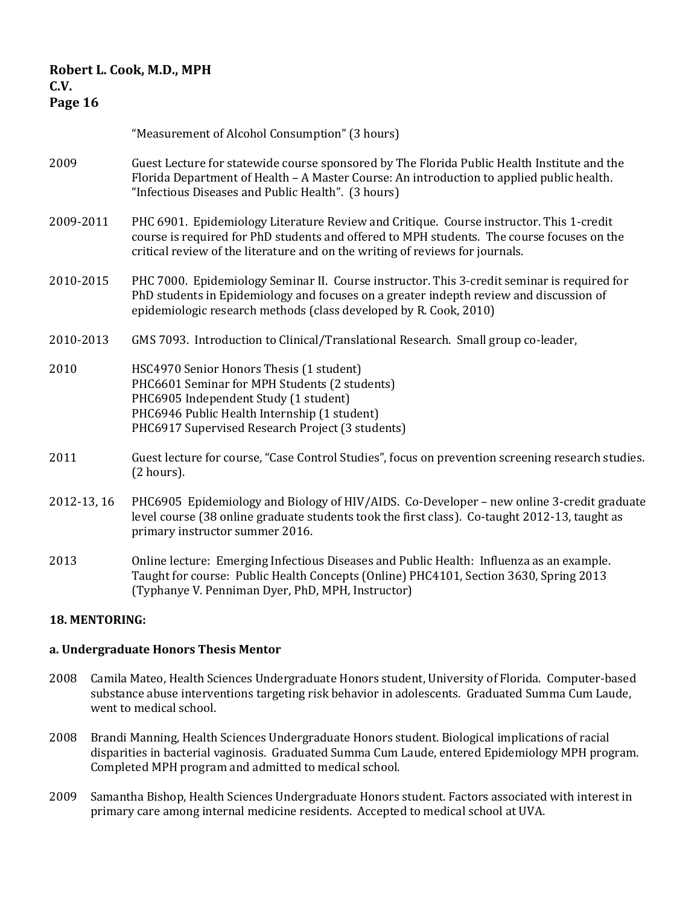"Measurement of Alcohol Consumption" (3 hours)

2009 Guest Lecture for statewide course sponsored by The Florida Public Health Institute and the Florida Department of Health – A Master Course: An introduction to applied public health. "Infectious Diseases and Public Health". (3 hours)

2009-2011 PHC 6901. Epidemiology Literature Review and Critique. Course instructor. This 1-credit course is required for PhD students and offered to MPH students. The course focuses on the critical review of the literature and on the writing of reviews for journals.

2010-2015 PHC 7000. Epidemiology Seminar II. Course instructor. This 3-credit seminar is required for PhD students in Epidemiology and focuses on a greater indepth review and discussion of epidemiologic research methods (class developed by R. Cook, 2010)

2010-2013 GMS 7093. Introduction to Clinical/Translational Research. Small group co-leader,

2010 HSC4970 Senior Honors Thesis (1 student)
PHC6601 Seminar for MPH Students (2 students)
PHC6905 Independent Study (1 student)
PHC6946 Public Health Internship (1 student)
PHC6917 Supervised Research Project (3 students)

2011 Guest lecture for course, "Case Control Studies", focus on prevention screening research studies. (2 hours).

2012-13, 16 PHC6905 Epidemiology and Biology of HIV/AIDS. Co-Developer – new online 3-credit graduate level course (38 online graduate students took the first class). Co-taught 2012-13, taught as primary instructor summer 2016.

2013 Online lecture: Emerging Infectious Diseases and Public Health: Influenza as an example. Taught for course: Public Health Concepts (Online) PHC4101, Section 3630, Spring 2013 (Typhanye V. Penniman Dyer, PhD, MPH, Instructor)

**18. MENTORING:**

**a. Undergraduate Honors Thesis Mentor**

2008 Camila Mateo, Health Sciences Undergraduate Honors student, University of Florida. Computer-based substance abuse interventions targeting risk behavior in adolescents. Graduated Summa Cum Laude, went to medical school.

2008 Brandi Manning, Health Sciences Undergraduate Honors student. Biological implications of racial disparities in bacterial vaginosis. Graduated Summa Cum Laude, entered Epidemiology MPH program. Completed MPH program and admitted to medical school.

2009 Samantha Bishop, Health Sciences Undergraduate Honors student. Factors associated with interest in primary care among internal medicine residents. Accepted to medical school at UVA.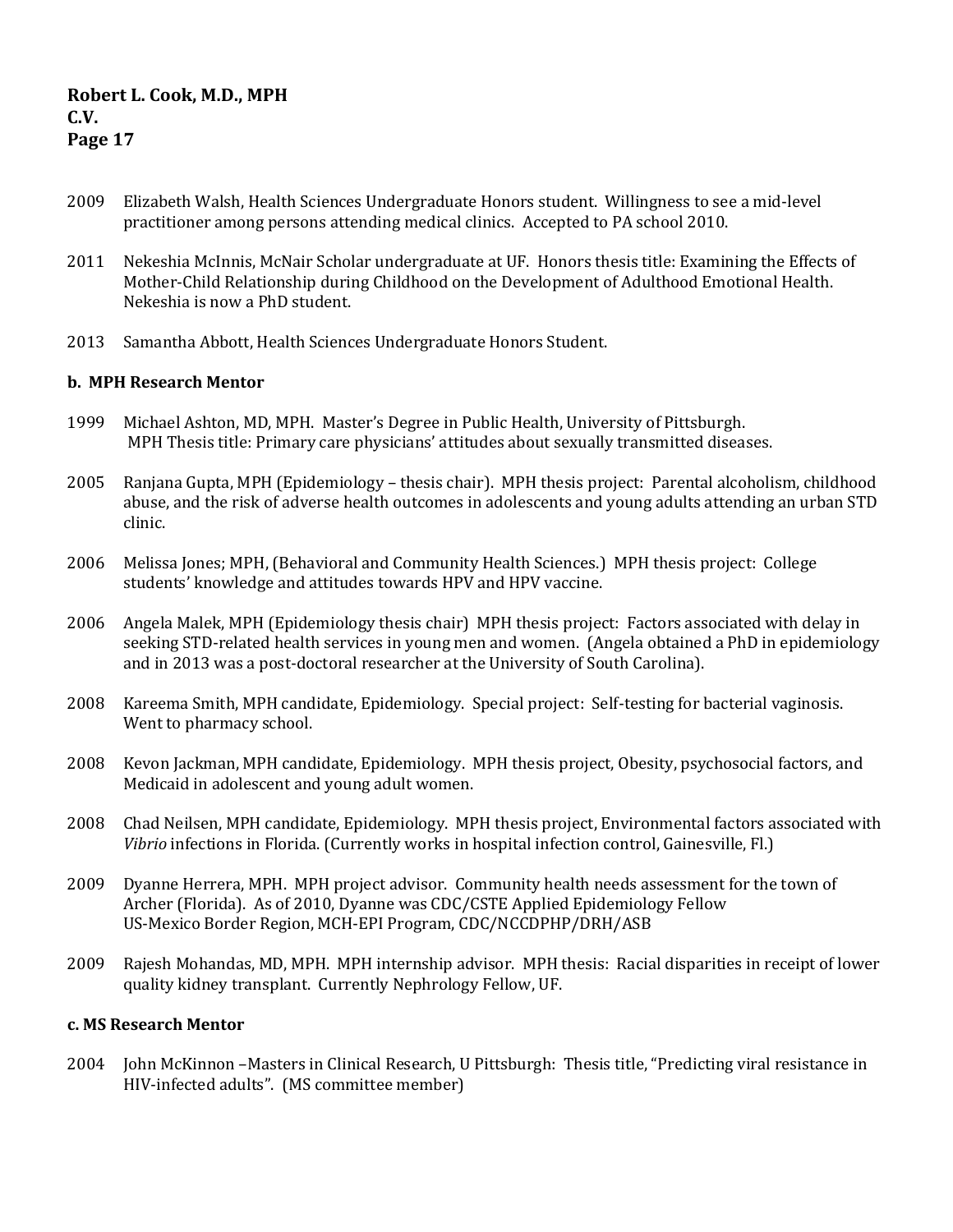2009 Elizabeth Walsh, Health Sciences Undergraduate Honors student. Willingness to see a mid-level practitioner among persons attending medical clinics. Accepted to PA school 2010.

2011 Nekeshia McInnis, McNair Scholar undergraduate at UF. Honors thesis title: Examining the Effects of Mother-Child Relationship during Childhood on the Development of Adulthood Emotional Health. Nekeshia is now a PhD student.

2013 Samantha Abbott, Health Sciences Undergraduate Honors Student.

**b. MPH Research Mentor**

1999 Michael Ashton, MD, MPH. Master's Degree in Public Health, University of Pittsburgh. MPH Thesis title: Primary care physicians' attitudes about sexually transmitted diseases.

2005 Ranjana Gupta, MPH (Epidemiology – thesis chair). MPH thesis project: Parental alcoholism, childhood abuse, and the risk of adverse health outcomes in adolescents and young adults attending an urban STD clinic.

2006 Melissa Jones; MPH, (Behavioral and Community Health Sciences.) MPH thesis project: College students' knowledge and attitudes towards HPV and HPV vaccine.

2006 Angela Malek, MPH (Epidemiology thesis chair) MPH thesis project: Factors associated with delay in seeking STD-related health services in young men and women. (Angela obtained a PhD in epidemiology and in 2013 was a post-doctoral researcher at the University of South Carolina).

2008 Kareema Smith, MPH candidate, Epidemiology. Special project: Self-testing for bacterial vaginosis. Went to pharmacy school.

2008 Kevon Jackman, MPH candidate, Epidemiology. MPH thesis project, Obesity, psychosocial factors, and Medicaid in adolescent and young adult women.

2008 Chad Neilsen, MPH candidate, Epidemiology. MPH thesis project, Environmental factors associated with *Vibrio* infections in Florida. (Currently works in hospital infection control, Gainesville, Fl.)

2009 Dyanne Herrera, MPH. MPH project advisor. Community health needs assessment for the town of Archer (Florida). As of 2010, Dyanne was CDC/CSTE Applied Epidemiology Fellow US-Mexico Border Region, MCH-EPI Program, CDC/NCCDPHP/DRH/ASB

2009 Rajesh Mohandas, MD, MPH. MPH internship advisor. MPH thesis: Racial disparities in receipt of lower quality kidney transplant. Currently Nephrology Fellow, UF.

**c. MS Research Mentor**

2004 John McKinnon –Masters in Clinical Research, U Pittsburgh: Thesis title, "Predicting viral resistance in HIV-infected adults". (MS committee member)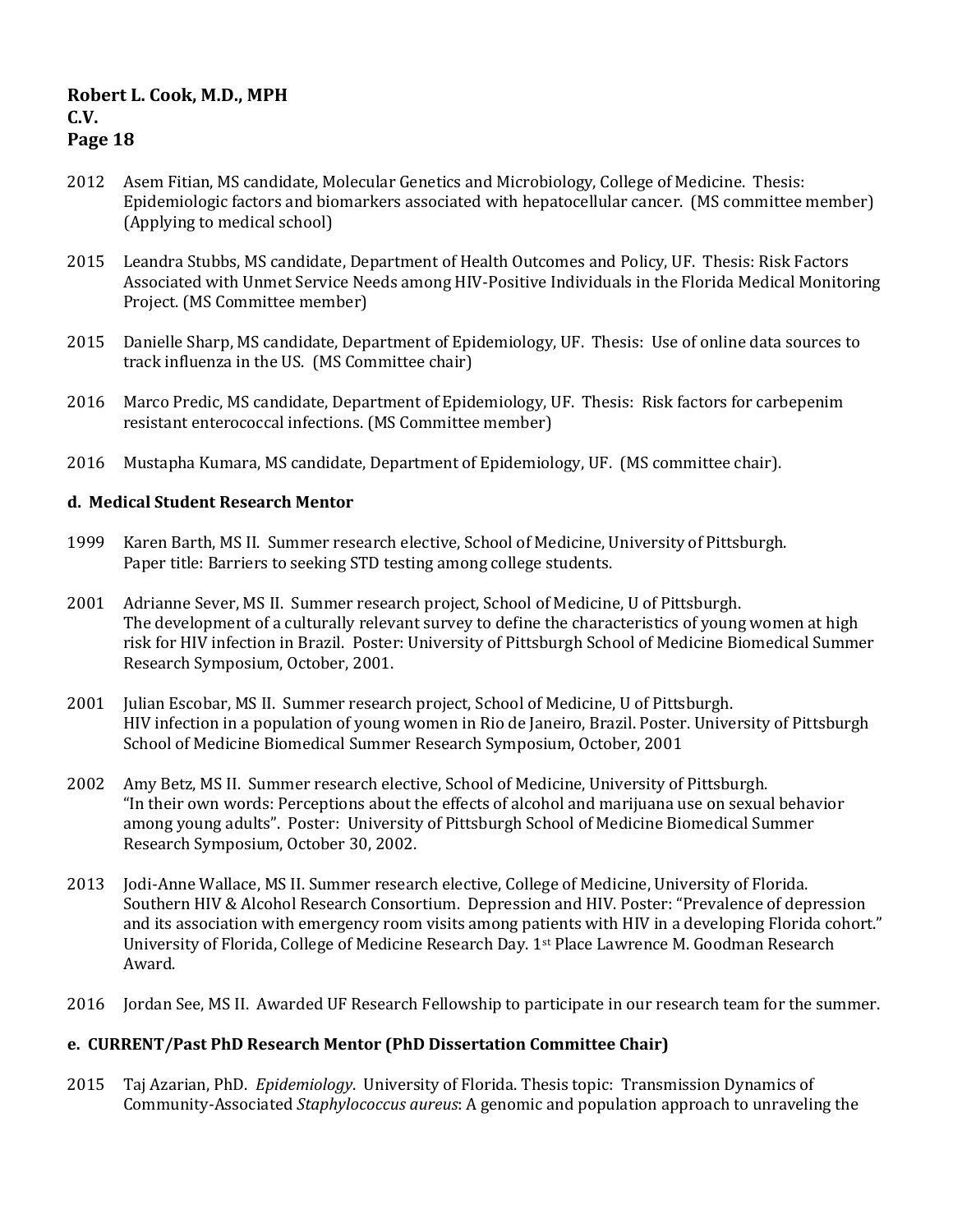2012 Asem Fitian, MS candidate, Molecular Genetics and Microbiology, College of Medicine. Thesis: Epidemiologic factors and biomarkers associated with hepatocellular cancer. (MS committee member) (Applying to medical school)

2015 Leandra Stubbs, MS candidate, Department of Health Outcomes and Policy, UF. Thesis: Risk Factors Associated with Unmet Service Needs among HIV-Positive Individuals in the Florida Medical Monitoring Project. (MS Committee member)

2015 Danielle Sharp, MS candidate, Department of Epidemiology, UF. Thesis: Use of online data sources to track influenza in the US. (MS Committee chair)

2016 Marco Predic, MS candidate, Department of Epidemiology, UF. Thesis: Risk factors for carbepenim resistant enterococcal infections. (MS Committee member)

2016 Mustapha Kumara, MS candidate, Department of Epidemiology, UF. (MS committee chair).

**d. Medical Student Research Mentor**

1999 Karen Barth, MS II. Summer research elective, School of Medicine, University of Pittsburgh. Paper title: Barriers to seeking STD testing among college students.

2001 Adrianne Sever, MS II. Summer research project, School of Medicine, U of Pittsburgh. The development of a culturally relevant survey to define the characteristics of young women at high risk for HIV infection in Brazil. Poster: University of Pittsburgh School of Medicine Biomedical Summer Research Symposium, October, 2001.

2001 Julian Escobar, MS II. Summer research project, School of Medicine, U of Pittsburgh. HIV infection in a population of young women in Rio de Janeiro, Brazil. Poster. University of Pittsburgh School of Medicine Biomedical Summer Research Symposium, October, 2001

2002 Amy Betz, MS II. Summer research elective, School of Medicine, University of Pittsburgh. "In their own words: Perceptions about the effects of alcohol and marijuana use on sexual behavior among young adults". Poster: University of Pittsburgh School of Medicine Biomedical Summer Research Symposium, October 30, 2002.

2013 Jodi-Anne Wallace, MS II. Summer research elective, College of Medicine, University of Florida. Southern HIV & Alcohol Research Consortium. Depression and HIV. Poster: "Prevalence of depression and its association with emergency room visits among patients with HIV in a developing Florida cohort." University of Florida, College of Medicine Research Day. 1st Place Lawrence M. Goodman Research Award.

2016 Jordan See, MS II. Awarded UF Research Fellowship to participate in our research team for the summer.

**e. CURRENT/Past PhD Research Mentor (PhD Dissertation Committee Chair)**

2015 Taj Azarian, PhD. *Epidemiology*. University of Florida. Thesis topic: Transmission Dynamics of Community-Associated *Staphylococcus aureus*: A genomic and population approach to unraveling the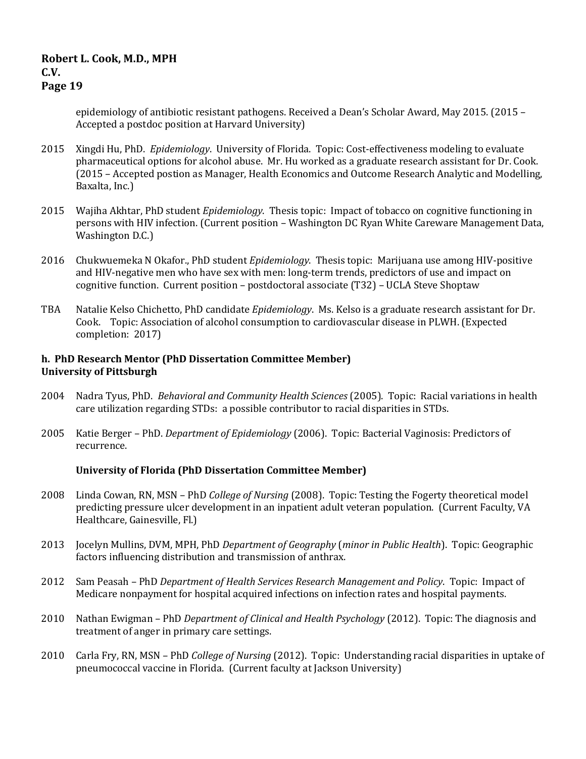epidemiology of antibiotic resistant pathogens. Received a Dean's Scholar Award, May 2015. (2015 – Accepted a postdoc position at Harvard University)

2015 Xingdi Hu, PhD. *Epidemiology*. University of Florida. Topic: Cost-effectiveness modeling to evaluate pharmaceutical options for alcohol abuse. Mr. Hu worked as a graduate research assistant for Dr. Cook. (2015 – Accepted postion as Manager, Health Economics and Outcome Research Analytic and Modelling, Baxalta, Inc.)

2015 Wajiha Akhtar, PhD student *Epidemiology*. Thesis topic: Impact of tobacco on cognitive functioning in persons with HIV infection. (Current position – Washington DC Ryan White Careware Management Data, Washington D.C.)

2016 Chukwuemeka N Okafor., PhD student *Epidemiology*. Thesis topic: Marijuana use among HIV-positive and HIV-negative men who have sex with men: long-term trends, predictors of use and impact on cognitive function. Current position – postdoctoral associate (T32) – UCLA Steve Shoptaw

TBA Natalie Kelso Chichetto, PhD candidate *Epidemiology*. Ms. Kelso is a graduate research assistant for Dr. Cook. Topic: Association of alcohol consumption to cardiovascular disease in PLWH. (Expected completion: 2017)

**h. PhD Research Mentor (PhD Dissertation Committee Member)**
**University of Pittsburgh**

2004 Nadra Tyus, PhD. *Behavioral and Community Health Sciences* (2005). Topic: Racial variations in health care utilization regarding STDs: a possible contributor to racial disparities in STDs.

2005 Katie Berger – PhD. *Department of Epidemiology* (2006). Topic: Bacterial Vaginosis: Predictors of recurrence.

**University of Florida (PhD Dissertation Committee Member)**

2008 Linda Cowan, RN, MSN – PhD *College of Nursing* (2008). Topic: Testing the Fogerty theoretical model predicting pressure ulcer development in an inpatient adult veteran population. (Current Faculty, VA Healthcare, Gainesville, Fl.)

2013 Jocelyn Mullins, DVM, MPH, PhD *Department of Geography* (*minor in Public Health*). Topic: Geographic factors influencing distribution and transmission of anthrax.

2012 Sam Peasah – PhD *Department of Health Services Research Management and Policy*. Topic: Impact of Medicare nonpayment for hospital acquired infections on infection rates and hospital payments.

2010 Nathan Ewigman – PhD *Department of Clinical and Health Psychology* (2012). Topic: The diagnosis and treatment of anger in primary care settings.

2010 Carla Fry, RN, MSN – PhD *College of Nursing* (2012). Topic: Understanding racial disparities in uptake of pneumococcal vaccine in Florida. (Current faculty at Jackson University)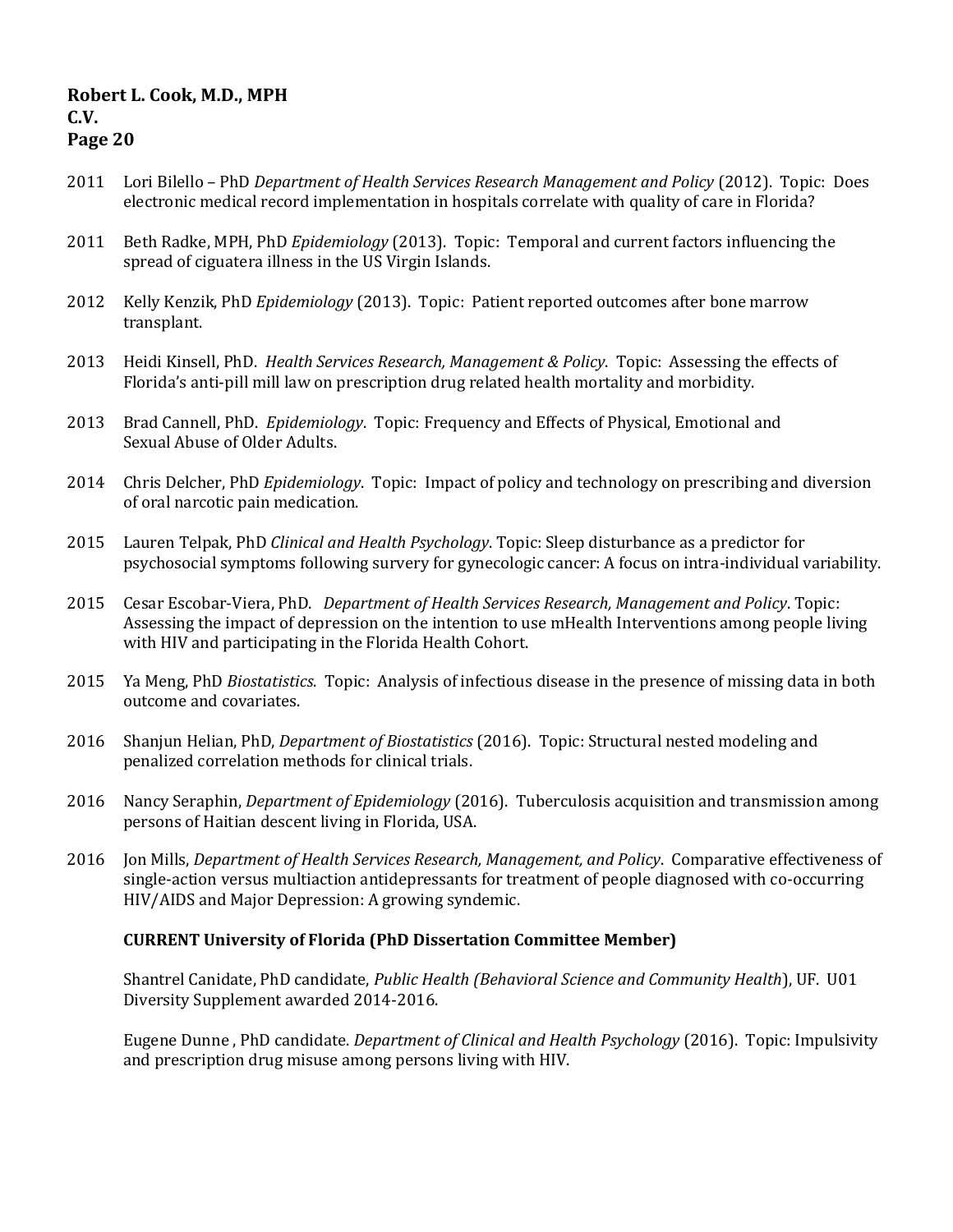2011 Lori Bilello – PhD *Department of Health Services Research Management and Policy* (2012). Topic: Does electronic medical record implementation in hospitals correlate with quality of care in Florida?

2011 Beth Radke, MPH, PhD *Epidemiology* (2013). Topic: Temporal and current factors influencing the spread of ciguatera illness in the US Virgin Islands.

2012 Kelly Kenzik, PhD *Epidemiology* (2013). Topic: Patient reported outcomes after bone marrow transplant.

2013 Heidi Kinsell, PhD. *Health Services Research, Management & Policy*. Topic: Assessing the effects of Florida's anti-pill mill law on prescription drug related health mortality and morbidity.

2013 Brad Cannell, PhD. *Epidemiology*. Topic: Frequency and Effects of Physical, Emotional and Sexual Abuse of Older Adults.

2014 Chris Delcher, PhD *Epidemiology*. Topic: Impact of policy and technology on prescribing and diversion of oral narcotic pain medication.

2015 Lauren Telpak, PhD *Clinical and Health Psychology*. Topic: Sleep disturbance as a predictor for psychosocial symptoms following survery for gynecologic cancer: A focus on intra-individual variability.

2015 Cesar Escobar-Viera, PhD. *Department of Health Services Research, Management and Policy*. Topic: Assessing the impact of depression on the intention to use mHealth Interventions among people living with HIV and participating in the Florida Health Cohort.

2015 Ya Meng, PhD *Biostatistics*. Topic: Analysis of infectious disease in the presence of missing data in both outcome and covariates.

2016 Shanjun Helian, PhD, *Department of Biostatistics* (2016). Topic: Structural nested modeling and penalized correlation methods for clinical trials.

2016 Nancy Seraphin, *Department of Epidemiology* (2016). Tuberculosis acquisition and transmission among persons of Haitian descent living in Florida, USA.

2016 Jon Mills, *Department of Health Services Research, Management, and Policy*. Comparative effectiveness of single-action versus multiaction antidepressants for treatment of people diagnosed with co-occurring HIV/AIDS and Major Depression: A growing syndemic.

**CURRENT University of Florida (PhD Dissertation Committee Member)**

Shantrel Canidate, PhD candidate, *Public Health (Behavioral Science and Community Health*), UF. U01 Diversity Supplement awarded 2014-2016.

Eugene Dunne , PhD candidate. *Department of Clinical and Health Psychology* (2016). Topic: Impulsivity and prescription drug misuse among persons living with HIV.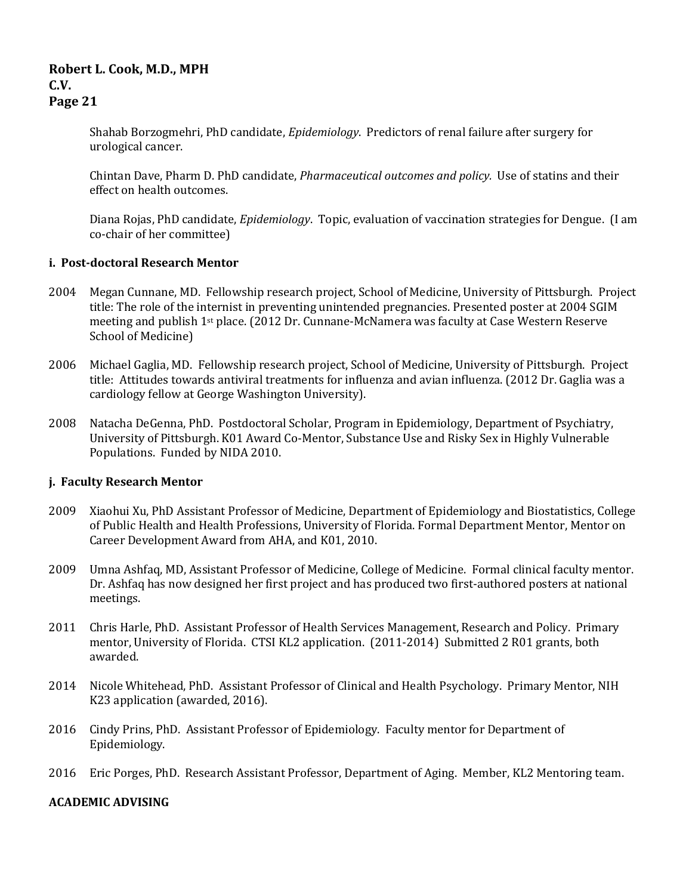Shahab Borzogmehri, PhD candidate, *Epidemiology*. Predictors of renal failure after surgery for urological cancer.

Chintan Dave, Pharm D. PhD candidate, *Pharmaceutical outcomes and policy.* Use of statins and their effect on health outcomes.

Diana Rojas, PhD candidate, *Epidemiology*. Topic, evaluation of vaccination strategies for Dengue. (I am co-chair of her committee)

**i. Post-doctoral Research Mentor**

2004 Megan Cunnane, MD. Fellowship research project, School of Medicine, University of Pittsburgh. Project title: The role of the internist in preventing unintended pregnancies. Presented poster at 2004 SGIM meeting and publish 1st place. (2012 Dr. Cunnane-McNamera was faculty at Case Western Reserve School of Medicine)

2006 Michael Gaglia, MD. Fellowship research project, School of Medicine, University of Pittsburgh. Project title: Attitudes towards antiviral treatments for influenza and avian influenza. (2012 Dr. Gaglia was a cardiology fellow at George Washington University).

2008 Natacha DeGenna, PhD. Postdoctoral Scholar, Program in Epidemiology, Department of Psychiatry, University of Pittsburgh. K01 Award Co-Mentor, Substance Use and Risky Sex in Highly Vulnerable Populations. Funded by NIDA 2010.

**j. Faculty Research Mentor**

2009 Xiaohui Xu, PhD Assistant Professor of Medicine, Department of Epidemiology and Biostatistics, College of Public Health and Health Professions, University of Florida. Formal Department Mentor, Mentor on Career Development Award from AHA, and K01, 2010.

2009 Umna Ashfaq, MD, Assistant Professor of Medicine, College of Medicine. Formal clinical faculty mentor. Dr. Ashfaq has now designed her first project and has produced two first-authored posters at national meetings.

2011 Chris Harle, PhD. Assistant Professor of Health Services Management, Research and Policy. Primary mentor, University of Florida. CTSI KL2 application. (2011-2014) Submitted 2 R01 grants, both awarded.

2014 Nicole Whitehead, PhD. Assistant Professor of Clinical and Health Psychology. Primary Mentor, NIH K23 application (awarded, 2016).

2016 Cindy Prins, PhD. Assistant Professor of Epidemiology. Faculty mentor for Department of Epidemiology.

2016 Eric Porges, PhD. Research Assistant Professor, Department of Aging. Member, KL2 Mentoring team.

**ACADEMIC ADVISING**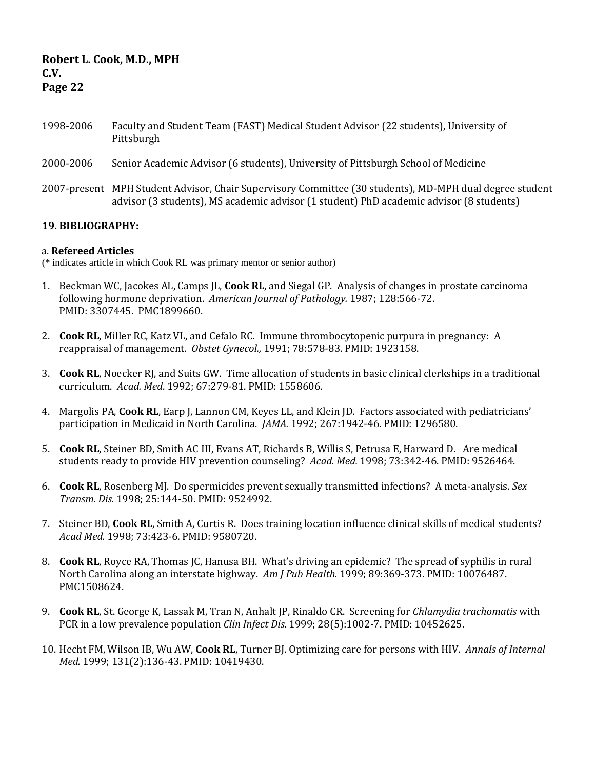1998-2006 Faculty and Student Team (FAST) Medical Student Advisor (22 students), University of Pittsburgh

2000-2006 Senior Academic Advisor (6 students), University of Pittsburgh School of Medicine

2007-present MPH Student Advisor, Chair Supervisory Committee (30 students), MD-MPH dual degree student advisor (3 students), MS academic advisor (1 student) PhD academic advisor (8 students)

**19. BIBLIOGRAPHY:**

a. **Refereed Articles**
(* indicates article in which Cook RL was primary mentor or senior author)

1. Beckman WC, Jacokes AL, Camps JL, **Cook RL**, and Siegal GP. Analysis of changes in prostate carcinoma following hormone deprivation. *American Journal of Pathology.* 1987; 128:566-72. PMID: 3307445. PMC1899660.

2. **Cook RL**, Miller RC, Katz VL, and Cefalo RC. Immune thrombocytopenic purpura in pregnancy: A reappraisal of management. *Obstet Gynecol.,* 1991; 78:578-83. PMID: 1923158.

3. **Cook RL**, Noecker RJ, and Suits GW. Time allocation of students in basic clinical clerkships in a traditional curriculum. *Acad. Med*. 1992; 67:279-81. PMID: 1558606.

4. Margolis PA, **Cook RL**, Earp J, Lannon CM, Keyes LL, and Klein JD. Factors associated with pediatricians' participation in Medicaid in North Carolina. *JAMA.* 1992; 267:1942-46. PMID: 1296580.

5. **Cook RL**, Steiner BD, Smith AC III, Evans AT, Richards B, Willis S, Petrusa E, Harward D. Are medical students ready to provide HIV prevention counseling? *Acad. Med.* 1998; 73:342-46. PMID: 9526464.

6. **Cook RL**, Rosenberg MJ. Do spermicides prevent sexually transmitted infections? A meta-analysis. *Sex Transm. Dis.* 1998; 25:144-50. PMID: 9524992.

7. Steiner BD, **Cook RL**, Smith A, Curtis R. Does training location influence clinical skills of medical students? *Acad Med.* 1998; 73:423-6. PMID: 9580720.

8. **Cook RL**, Royce RA, Thomas JC, Hanusa BH. What's driving an epidemic? The spread of syphilis in rural North Carolina along an interstate highway. *Am J Pub Health.* 1999; 89:369-373. PMID: 10076487. PMC1508624.

9. **Cook RL**, St. George K, Lassak M, Tran N, Anhalt JP, Rinaldo CR. Screening for *Chlamydia trachomatis* with PCR in a low prevalence population *Clin Infect Dis.* 1999; 28(5):1002-7. PMID: 10452625.

10. Hecht FM, Wilson IB, Wu AW, **Cook RL**, Turner BJ. Optimizing care for persons with HIV. *Annals of Internal Med.* 1999; 131(2):136-43. PMID: 10419430.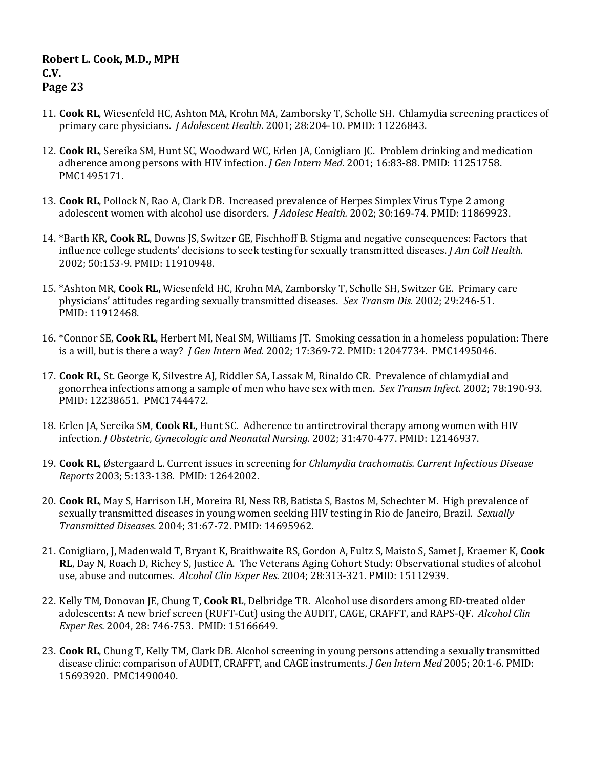11. **Cook RL**, Wiesenfeld HC, Ashton MA, Krohn MA, Zamborsky T, Scholle SH. Chlamydia screening practices of primary care physicians. *J Adolescent Health.* 2001; 28:204-10. PMID: 11226843.

12. **Cook RL**, Sereika SM, Hunt SC, Woodward WC, Erlen JA, Conigliaro JC. Problem drinking and medication adherence among persons with HIV infection. *J Gen Intern Med.* 2001; 16:83-88. PMID: 11251758. PMC1495171.

13. **Cook RL**, Pollock N, Rao A, Clark DB. Increased prevalence of Herpes Simplex Virus Type 2 among adolescent women with alcohol use disorders. *J Adolesc Health.* 2002; 30:169-74. PMID: 11869923.

14. *Barth KR, **Cook RL**, Downs JS, Switzer GE, Fischhoff B. Stigma and negative consequences: Factors that influence college students' decisions to seek testing for sexually transmitted diseases. *J Am Coll Health.* 2002; 50:153-9. PMID: 11910948.

15. *Ashton MR, **Cook RL,** Wiesenfeld HC, Krohn MA, Zamborsky T, Scholle SH, Switzer GE. Primary care physicians' attitudes regarding sexually transmitted diseases. *Sex Transm Dis.* 2002; 29:246-51. PMID: 11912468.

16. *Connor SE, **Cook RL**, Herbert MI, Neal SM, Williams JT. Smoking cessation in a homeless population: There is a will, but is there a way? *J Gen Intern Med.* 2002; 17:369-72. PMID: 12047734. PMC1495046.

17. **Cook RL**, St. George K, Silvestre AJ, Riddler SA, Lassak M, Rinaldo CR. Prevalence of chlamydial and gonorrhea infections among a sample of men who have sex with men. *Sex Transm Infect.* 2002; 78:190-93. PMID: 12238651. PMC1744472.

18. Erlen JA, Sereika SM, **Cook RL**, Hunt SC. Adherence to antiretroviral therapy among women with HIV infection. *J Obstetric, Gynecologic and Neonatal Nursing.* 2002; 31:470-477. PMID: 12146937.

19. **Cook RL**, Østergaard L. Current issues in screening for *Chlamydia trachomatis. Current Infectious Disease Reports* 2003; 5:133-138. PMID: 12642002.

20. **Cook RL**, May S, Harrison LH, Moreira RI, Ness RB, Batista S, Bastos M, Schechter M. High prevalence of sexually transmitted diseases in young women seeking HIV testing in Rio de Janeiro, Brazil. *Sexually Transmitted Diseases.* 2004; 31:67-72. PMID: 14695962.

21. Conigliaro, J, Madenwald T, Bryant K, Braithwaite RS, Gordon A, Fultz S, Maisto S, Samet J, Kraemer K, **Cook RL**, Day N, Roach D, Richey S, Justice A. The Veterans Aging Cohort Study: Observational studies of alcohol use, abuse and outcomes. *Alcohol Clin Exper Res.* 2004; 28:313-321. PMID: 15112939.

22. Kelly TM, Donovan JE, Chung T, **Cook RL**, Delbridge TR. Alcohol use disorders among ED-treated older adolescents: A new brief screen (RUFT-Cut) using the AUDIT, CAGE, CRAFFT, and RAPS-QF. *Alcohol Clin Exper Res.* 2004, 28: 746-753. PMID: 15166649.

23. **Cook RL**, Chung T, Kelly TM, Clark DB. Alcohol screening in young persons attending a sexually transmitted disease clinic: comparison of AUDIT, CRAFFT, and CAGE instruments. *J Gen Intern Med* 2005; 20:1-6. PMID: 15693920. PMC1490040.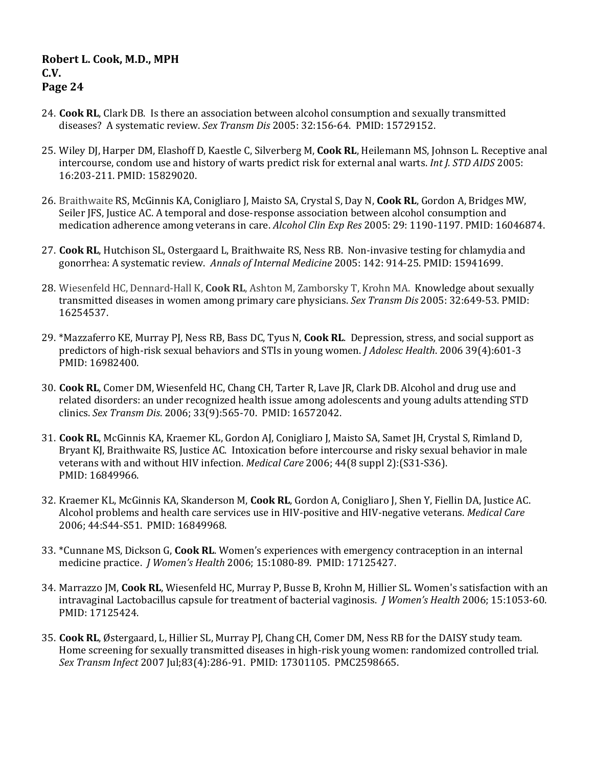24. **Cook RL**, Clark DB. Is there an association between alcohol consumption and sexually transmitted diseases? A systematic review. *Sex Transm Dis* 2005: 32:156-64. PMID: 15729152.

25. Wiley DJ, Harper DM, Elashoff D, Kaestle C, Silverberg M, **Cook RL**, Heilemann MS, Johnson L. Receptive anal intercourse, condom use and history of warts predict risk for external anal warts. *Int J. STD AIDS* 2005: 16:203-211. PMID: 15829020.

26. Braithwaite RS, McGinnis KA, Conigliaro J, Maisto SA, Crystal S, Day N, **Cook RL**, Gordon A, Bridges MW, Seiler JFS, Justice AC. A temporal and dose-response association between alcohol consumption and medication adherence among veterans in care. *Alcohol Clin Exp Res* 2005: 29: 1190-1197. PMID: 16046874.

27. **Cook RL**, Hutchison SL, Ostergaard L, Braithwaite RS, Ness RB. Non-invasive testing for chlamydia and gonorrhea: A systematic review. *Annals of Internal Medicine* 2005: 142: 914-25. PMID: 15941699.

28. Wiesenfeld HC, Dennard-Hall K, **Cook RL**, Ashton M, Zamborsky T, Krohn MA. Knowledge about sexually transmitted diseases in women among primary care physicians. *Sex Transm Dis* 2005: 32:649-53. PMID: 16254537.

29. *Mazzaferro KE, Murray PJ, Ness RB, Bass DC, Tyus N, **Cook RL**. Depression, stress, and social support as predictors of high-risk sexual behaviors and STIs in young women. *J Adolesc Health*. 2006 39(4):601-3 PMID: 16982400.

30. **Cook RL**, Comer DM, Wiesenfeld HC, Chang CH, Tarter R, Lave JR, Clark DB. Alcohol and drug use and related disorders: an under recognized health issue among adolescents and young adults attending STD clinics. *Sex Transm Dis*. 2006; 33(9):565-70. PMID: 16572042.

31. **Cook RL**, McGinnis KA, Kraemer KL, Gordon AJ, Conigliaro J, Maisto SA, Samet JH, Crystal S, Rimland D, Bryant KJ, Braithwaite RS, Justice AC. Intoxication before intercourse and risky sexual behavior in male veterans with and without HIV infection. *Medical Care* 2006; 44(8 suppl 2):(S31-S36). PMID: 16849966.

32. Kraemer KL, McGinnis KA, Skanderson M, **Cook RL**, Gordon A, Conigliaro J, Shen Y, Fiellin DA, Justice AC. Alcohol problems and health care services use in HIV-positive and HIV-negative veterans. *Medical Care* 2006; 44:S44-S51. PMID: 16849968.

33. *Cunnane MS, Dickson G, **Cook RL**. Women's experiences with emergency contraception in an internal medicine practice. *J Women's Health* 2006; 15:1080-89. PMID: 17125427.

34. Marrazzo JM, **Cook RL**, Wiesenfeld HC, Murray P, Busse B, Krohn M, Hillier SL. Women's satisfaction with an intravaginal Lactobacillus capsule for treatment of bacterial vaginosis. *J Women's Health* 2006; 15:1053-60. PMID: 17125424.

35. **Cook RL**, Østergaard, L, Hillier SL, Murray PJ, Chang CH, Comer DM, Ness RB for the DAISY study team. Home screening for sexually transmitted diseases in high-risk young women: randomized controlled trial. *Sex Transm Infect* 2007 Jul;83(4):286-91. PMID: 17301105. PMC2598665.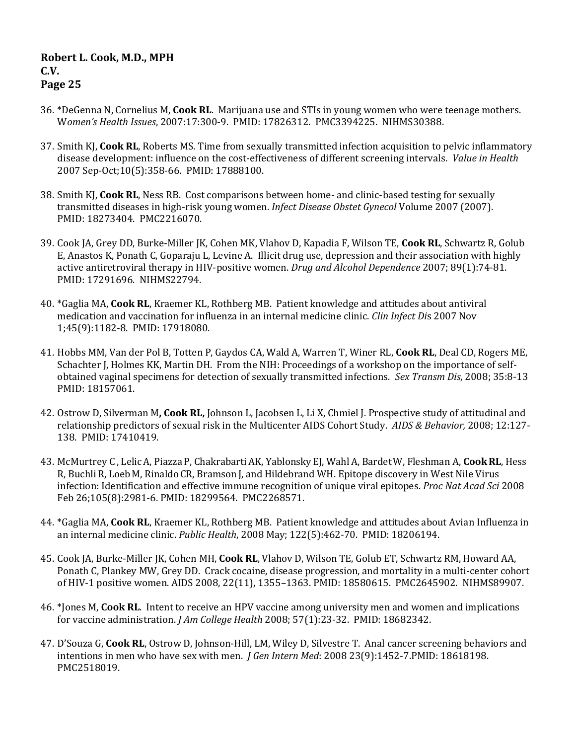36. *DeGenna N, Cornelius M, **Cook RL**. Marijuana use and STIs in young women who were teenage mothers. W*omen's Health Issues*, 2007:17:300-9. PMID: 17826312. PMC3394225. NIHMS30388.

37. Smith KJ, **Cook RL**, Roberts MS. Time from sexually transmitted infection acquisition to pelvic inflammatory disease development: influence on the cost-effectiveness of different screening intervals. *Value in Health* 2007 Sep-Oct;10(5):358-66. PMID: 17888100.

38. Smith KJ, **Cook RL**, Ness RB. Cost comparisons between home- and clinic-based testing for sexually transmitted diseases in high-risk young women. *Infect Disease Obstet Gynecol* Volume 2007 (2007). PMID: 18273404. PMC2216070.

39. Cook JA, Grey DD, Burke-Miller JK, Cohen MK, Vlahov D, Kapadia F, Wilson TE, **Cook RL**, Schwartz R, Golub E, Anastos K, Ponath C, Goparaju L, Levine A. Illicit drug use, depression and their association with highly active antiretroviral therapy in HIV-positive women. *Drug and Alcohol Dependence* 2007; 89(1):74-81. PMID: 17291696. NIHMS22794.

40. *Gaglia MA, **Cook RL**, Kraemer KL, Rothberg MB. Patient knowledge and attitudes about antiviral medication and vaccination for influenza in an internal medicine clinic. *Clin Infect Di*s 2007 Nov 1;45(9):1182-8. PMID: 17918080.

41. Hobbs MM, Van der Pol B, Totten P, Gaydos CA, Wald A, Warren T, Winer RL, **Cook RL**, Deal CD, Rogers ME, Schachter J, Holmes KK, Martin DH. From the NIH: Proceedings of a workshop on the importance of self-obtained vaginal specimens for detection of sexually transmitted infections. *Sex Transm Dis*, 2008; 35:8-13 PMID: 18157061.

42. Ostrow D, Silverman M**, Cook RL,** Johnson L, Jacobsen L, Li X, Chmiel J. Prospective study of attitudinal and relationship predictors of sexual risk in the Multicenter AIDS Cohort Study. *AIDS & Behavior,* 2008; 12:127-138. PMID: 17410419.

43. McMurtrey C , Lelic A, Piazza P, Chakrabarti AK, Yablonsky EJ, Wahl A, Bardet W, Fleshman A, **Cook RL**, Hess R, Buchli R, Loeb M, Rinaldo CR, Bramson J, and Hildebrand WH. Epitope discovery in West Nile Virus infection: Identification and effective immune recognition of unique viral epitopes. *Proc Nat Acad Sci* 2008 Feb 26;105(8):2981-6. PMID: 18299564. PMC2268571.

44. *Gaglia MA, **Cook RL**, Kraemer KL, Rothberg MB. Patient knowledge and attitudes about Avian Influenza in an internal medicine clinic. *Public Health*, 2008 May; 122(5):462-70. PMID: 18206194.

45. Cook JA, Burke-Miller JK, Cohen MH, **Cook RL**, Vlahov D, Wilson TE, Golub ET, Schwartz RM, Howard AA, Ponath C, Plankey MW, Grey DD. Crack cocaine, disease progression, and mortality in a multi-center cohort of HIV-1 positive women. AIDS 2008, 22(11), 1355–1363. PMID: 18580615. PMC2645902. NIHMS89907.

46. *Jones M, **Cook RL**. Intent to receive an HPV vaccine among university men and women and implications for vaccine administration. *J Am College Health* 2008; 57(1):23-32. PMID: 18682342.

47. D'Souza G, **Cook RL**, Ostrow D, Johnson-Hill, LM, Wiley D, Silvestre T. Anal cancer screening behaviors and intentions in men who have sex with men. *J Gen Intern Med*: 2008 23(9):1452-7.PMID: 18618198. PMC2518019.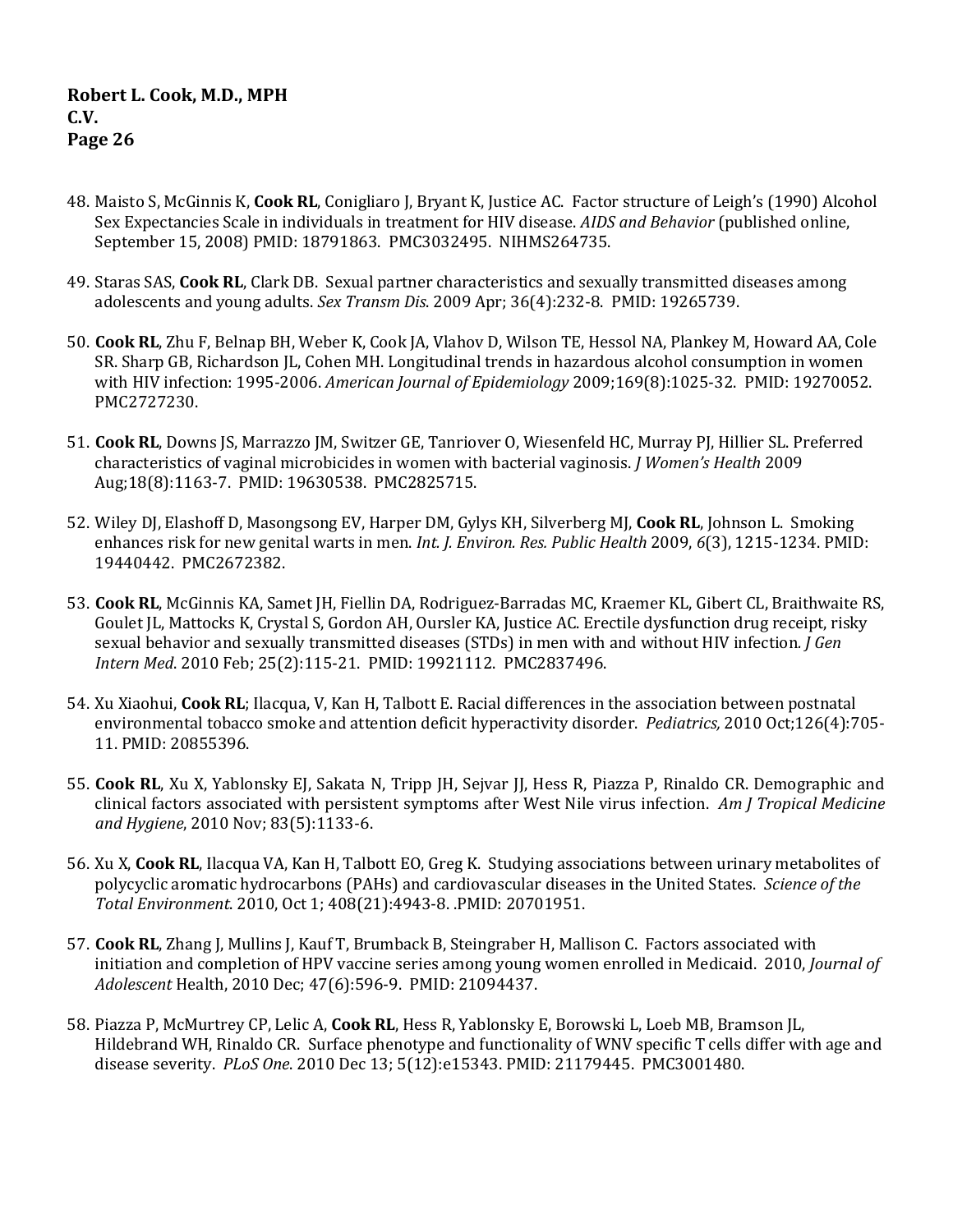48. Maisto S, McGinnis K, **Cook RL**, Conigliaro J, Bryant K, Justice AC. Factor structure of Leigh's (1990) Alcohol Sex Expectancies Scale in individuals in treatment for HIV disease. *AIDS and Behavior* (published online, September 15, 2008) PMID: 18791863. PMC3032495. NIHMS264735.

49. Staras SAS, **Cook RL**, Clark DB. Sexual partner characteristics and sexually transmitted diseases among adolescents and young adults. *Sex Transm Dis*. 2009 Apr; 36(4):232-8. PMID: 19265739.

50. **Cook RL**, Zhu F, Belnap BH, Weber K, Cook JA, Vlahov D, Wilson TE, Hessol NA, Plankey M, Howard AA, Cole SR. Sharp GB, Richardson JL, Cohen MH. Longitudinal trends in hazardous alcohol consumption in women with HIV infection: 1995-2006. *American Journal of Epidemiology* 2009;169(8):1025-32. PMID: 19270052. PMC2727230.

51. **Cook RL**, Downs JS, Marrazzo JM, Switzer GE, Tanriover O, Wiesenfeld HC, Murray PJ, Hillier SL. Preferred characteristics of vaginal microbicides in women with bacterial vaginosis. *J Women's Health* 2009 Aug;18(8):1163-7. PMID: 19630538. PMC2825715.

52. Wiley DJ, Elashoff D, Masongsong EV, Harper DM, Gylys KH, Silverberg MJ, **Cook RL**, Johnson L. Smoking enhances risk for new genital warts in men. *Int. J. Environ. Res. Public Health* 2009, *6*(3), 1215-1234. PMID: 19440442. PMC2672382.

53. **Cook RL**, McGinnis KA, Samet JH, Fiellin DA, Rodriguez-Barradas MC, Kraemer KL, Gibert CL, Braithwaite RS, Goulet JL, Mattocks K, Crystal S, Gordon AH, Oursler KA, Justice AC. Erectile dysfunction drug receipt, risky sexual behavior and sexually transmitted diseases (STDs) in men with and without HIV infection. *J Gen Intern Med*. 2010 Feb; 25(2):115-21. PMID: 19921112. PMC2837496.

54. Xu Xiaohui, **Cook RL**; Ilacqua, V, Kan H, Talbott E. Racial differences in the association between postnatal environmental tobacco smoke and attention deficit hyperactivity disorder. *Pediatrics,* 2010 Oct;126(4):705-11. PMID: 20855396.

55. **Cook RL**, Xu X, Yablonsky EJ, Sakata N, Tripp JH, Sejvar JJ, Hess R, Piazza P, Rinaldo CR. Demographic and clinical factors associated with persistent symptoms after West Nile virus infection. *Am J Tropical Medicine and Hygiene*, 2010 Nov; 83(5):1133-6.

56. Xu X, **Cook RL**, Ilacqua VA, Kan H, Talbott EO, Greg K. Studying associations between urinary metabolites of polycyclic aromatic hydrocarbons (PAHs) and cardiovascular diseases in the United States. *Science of the Total Environment*. 2010, Oct 1; 408(21):4943-8. .PMID: 20701951.

57. **Cook RL**, Zhang J, Mullins J, Kauf T, Brumback B, Steingraber H, Mallison C. Factors associated with initiation and completion of HPV vaccine series among young women enrolled in Medicaid. 2010, *Journal of Adolescent* Health, 2010 Dec; 47(6):596-9. PMID: 21094437.

58. Piazza P, McMurtrey CP, Lelic A, **Cook RL**, Hess R, Yablonsky E, Borowski L, Loeb MB, Bramson JL, Hildebrand WH, Rinaldo CR. Surface phenotype and functionality of WNV specific T cells differ with age and disease severity. *PLoS One*. 2010 Dec 13; 5(12):e15343. PMID: 21179445. PMC3001480.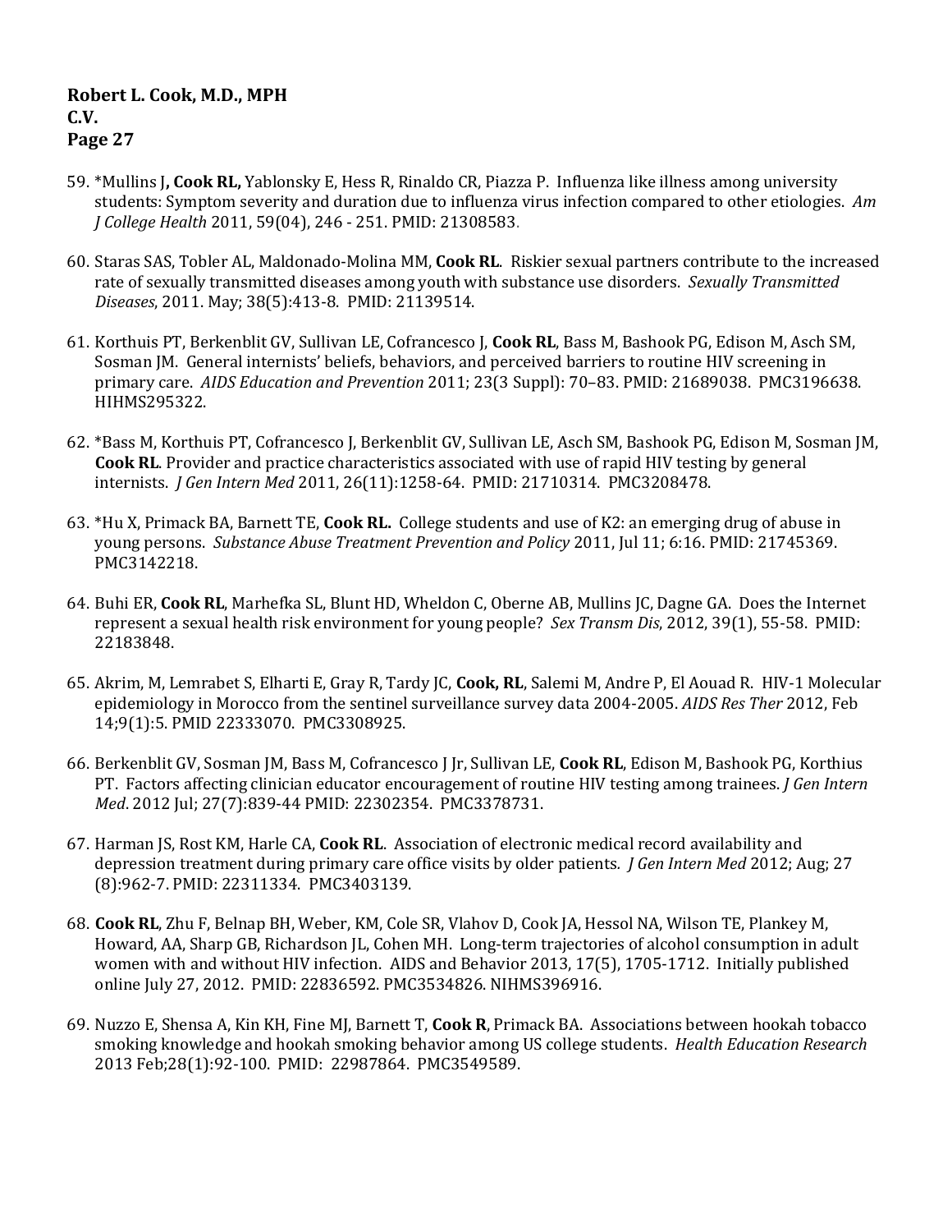59. *Mullins J**, Cook RL,** Yablonsky E, Hess R, Rinaldo CR, Piazza P. Influenza like illness among university students: Symptom severity and duration due to influenza virus infection compared to other etiologies. *Am J College Health* 2011, 59(04), 246 - 251. PMID: 21308583.

60. Staras SAS, Tobler AL, Maldonado-Molina MM, **Cook RL**. Riskier sexual partners contribute to the increased rate of sexually transmitted diseases among youth with substance use disorders. *Sexually Transmitted Diseases*, 2011. May; 38(5):413-8. PMID: 21139514.

61. Korthuis PT, Berkenblit GV, Sullivan LE, Cofrancesco J, **Cook RL**, Bass M, Bashook PG, Edison M, Asch SM, Sosman JM. General internists' beliefs, behaviors, and perceived barriers to routine HIV screening in primary care. *AIDS Education and Prevention* 2011; 23(3 Suppl): 70–83. PMID: 21689038. PMC3196638. HIHMS295322.

62. *Bass M, Korthuis PT, Cofrancesco J, Berkenblit GV, Sullivan LE, Asch SM, Bashook PG, Edison M, Sosman JM, **Cook RL**. Provider and practice characteristics associated with use of rapid HIV testing by general internists. *J Gen Intern Med* 2011, 26(11):1258-64. PMID: 21710314. PMC3208478.

63. *Hu X, Primack BA, Barnett TE, **Cook RL.** College students and use of K2: an emerging drug of abuse in young persons. *Substance Abuse Treatment Prevention and Policy* 2011, Jul 11; 6:16. PMID: 21745369. PMC3142218.

64. Buhi ER, **Cook RL**, Marhefka SL, Blunt HD, Wheldon C, Oberne AB, Mullins JC, Dagne GA. Does the Internet represent a sexual health risk environment for young people? *Sex Transm Dis*, 2012, 39(1), 55-58. PMID: 22183848.

65. Akrim, M, Lemrabet S, Elharti E, Gray R, Tardy JC, **Cook, RL**, Salemi M, Andre P, El Aouad R. HIV-1 Molecular epidemiology in Morocco from the sentinel surveillance survey data 2004-2005. *AIDS Res Ther* 2012, Feb 14;9(1):5. PMID 22333070. PMC3308925.

66. Berkenblit GV, Sosman JM, Bass M, Cofrancesco J Jr, Sullivan LE, **Cook RL**, Edison M, Bashook PG, Korthius PT. Factors affecting clinician educator encouragement of routine HIV testing among trainees. *J Gen Intern Med*. 2012 Jul; 27(7):839-44 PMID: 22302354. PMC3378731.

67. Harman JS, Rost KM, Harle CA, **Cook RL**. Association of electronic medical record availability and depression treatment during primary care office visits by older patients. *J Gen Intern Med* 2012; Aug; 27 (8):962-7. PMID: 22311334. PMC3403139.

68. **Cook RL**, Zhu F, Belnap BH, Weber, KM, Cole SR, Vlahov D, Cook JA, Hessol NA, Wilson TE, Plankey M, Howard, AA, Sharp GB, Richardson JL, Cohen MH. Long-term trajectories of alcohol consumption in adult women with and without HIV infection. AIDS and Behavior 2013, 17(5), 1705-1712. Initially published online July 27, 2012. PMID: 22836592. PMC3534826. NIHMS396916.

69. Nuzzo E, Shensa A, Kin KH, Fine MJ, Barnett T, **Cook R**, Primack BA. Associations between hookah tobacco smoking knowledge and hookah smoking behavior among US college students. *Health Education Research* 2013 Feb;28(1):92-100. PMID: 22987864. PMC3549589.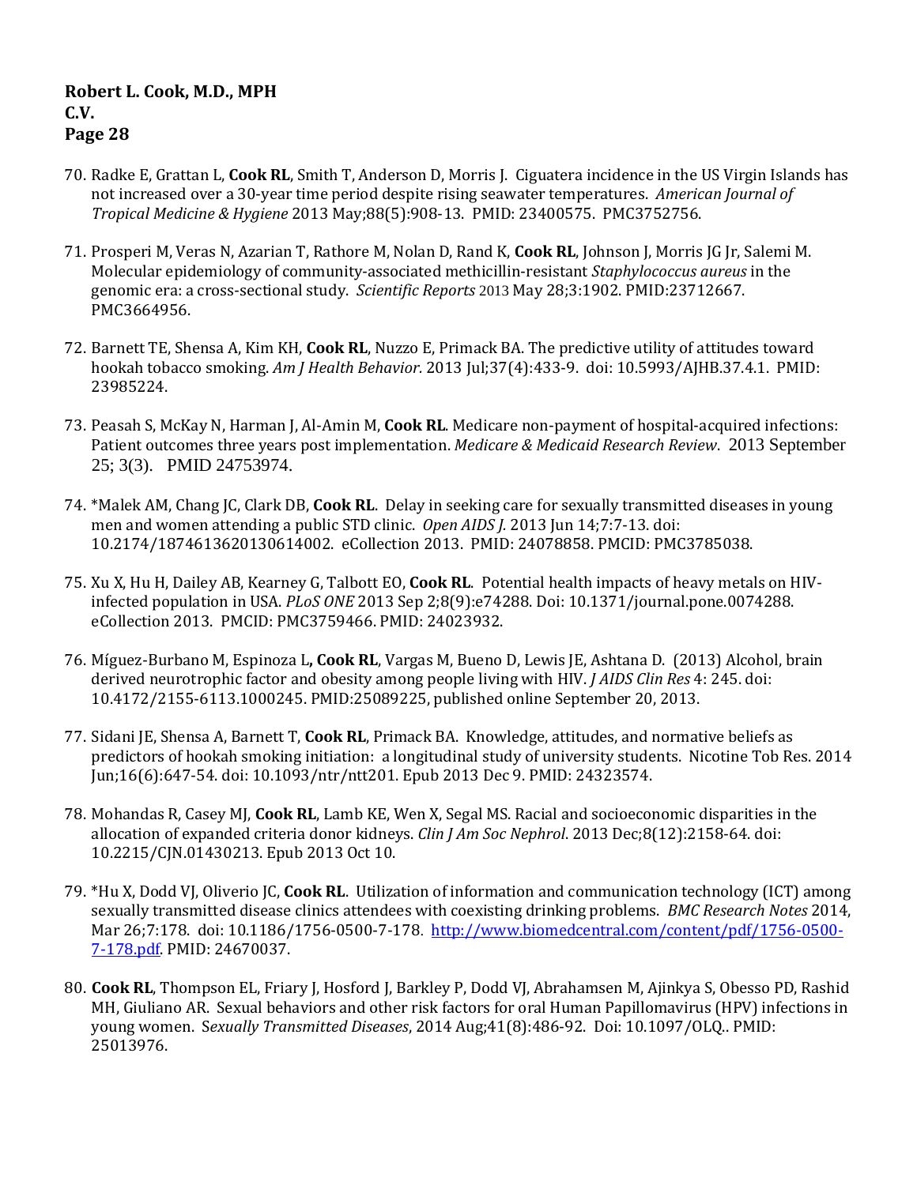70. Radke E, Grattan L, **Cook RL**, Smith T, Anderson D, Morris J. Ciguatera incidence in the US Virgin Islands has not increased over a 30-year time period despite rising seawater temperatures. *American Journal of Tropical Medicine & Hygiene* 2013 May;88(5):908-13. PMID: 23400575. PMC3752756.

71. Prosperi M, Veras N, Azarian T, Rathore M, Nolan D, Rand K, **Cook RL**, Johnson J, Morris JG Jr, Salemi M. Molecular epidemiology of community-associated methicillin-resistant *Staphylococcus aureus* in the genomic era: a cross-sectional study. *Scientific Reports* 2013 May 28;3:1902. PMID:23712667. PMC3664956.

72. Barnett TE, Shensa A, Kim KH, **Cook RL**, Nuzzo E, Primack BA. The predictive utility of attitudes toward hookah tobacco smoking. *Am J Health Behavior.* 2013 Jul;37(4):433-9. doi: 10.5993/AJHB.37.4.1. PMID: 23985224.

73. Peasah S, McKay N, Harman J, Al-Amin M, **Cook RL**. Medicare non-payment of hospital-acquired infections: Patient outcomes three years post implementation. *Medicare & Medicaid Research Review*. 2013 September 25; 3(3). PMID 24753974.

74. *Malek AM, Chang JC, Clark DB, **Cook RL**. Delay in seeking care for sexually transmitted diseases in young men and women attending a public STD clinic. *Open AIDS J.* 2013 Jun 14;7:7-13. doi: 10.2174/1874613620130614002. eCollection 2013. PMID: 24078858. PMCID: PMC3785038.

75. Xu X, Hu H, Dailey AB, Kearney G, Talbott EO, **Cook RL**. Potential health impacts of heavy metals on HIV-infected population in USA. *PLoS ONE* 2013 Sep 2;8(9):e74288. Doi: 10.1371/journal.pone.0074288. eCollection 2013. PMCID: PMC3759466. PMID: 24023932.

76. Míguez-Burbano M, Espinoza L**, Cook RL**, Vargas M, Bueno D, Lewis JE, Ashtana D. (2013) Alcohol, brain derived neurotrophic factor and obesity among people living with HIV. *J AIDS Clin Res* 4: 245. doi: 10.4172/2155-6113.1000245. PMID:25089225, published online September 20, 2013.

77. Sidani JE, Shensa A, Barnett T, **Cook RL**, Primack BA. Knowledge, attitudes, and normative beliefs as predictors of hookah smoking initiation: a longitudinal study of university students. Nicotine Tob Res. 2014 Jun;16(6):647-54. doi: 10.1093/ntr/ntt201. Epub 2013 Dec 9. PMID: 24323574.

78. Mohandas R, Casey MJ, **Cook RL**, Lamb KE, Wen X, Segal MS. Racial and socioeconomic disparities in the allocation of expanded criteria donor kidneys. *Clin J Am Soc Nephrol.* 2013 Dec;8(12):2158-64. doi: 10.2215/CJN.01430213. Epub 2013 Oct 10.

79. *Hu X, Dodd VJ, Oliverio JC, **Cook RL**. Utilization of information and communication technology (ICT) among sexually transmitted disease clinics attendees with coexisting drinking problems. *BMC Research Notes* 2014, Mar 26;7:178. doi: 10.1186/1756-0500-7-178. http://www.biomedcentral.com/content/pdf/1756-0500-7-178.pdf. PMID: 24670037.

80. **Cook RL**, Thompson EL, Friary J, Hosford J, Barkley P, Dodd VJ, Abrahamsen M, Ajinkya S, Obesso PD, Rashid MH, Giuliano AR. Sexual behaviors and other risk factors for oral Human Papillomavirus (HPV) infections in young women. S*exually Transmitted Diseases*, 2014 Aug;41(8):486-92. Doi: 10.1097/OLQ.. PMID: 25013976.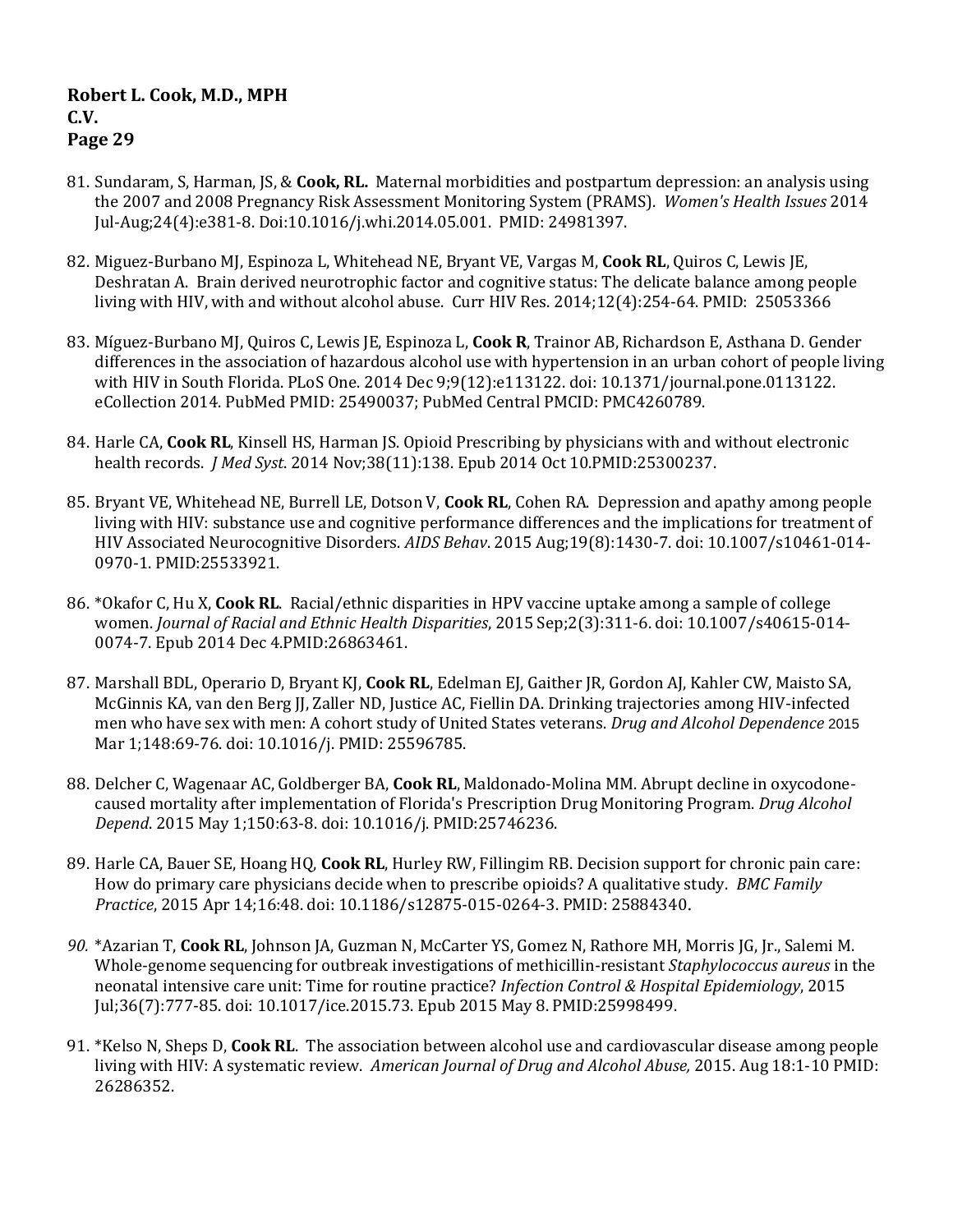81. Sundaram, S, Harman, JS, & **Cook, RL.** Maternal morbidities and postpartum depression: an analysis using the 2007 and 2008 Pregnancy Risk Assessment Monitoring System (PRAMS). *Women's Health Issues* 2014 Jul-Aug;24(4):e381-8. Doi:10.1016/j.whi.2014.05.001. PMID: 24981397.

82. Miguez-Burbano MJ, Espinoza L, Whitehead NE, Bryant VE, Vargas M, **Cook RL**, Quiros C, Lewis JE, Deshratan A. Brain derived neurotrophic factor and cognitive status: The delicate balance among people living with HIV, with and without alcohol abuse. Curr HIV Res. 2014;12(4):254-64. PMID: 25053366

83. Míguez-Burbano MJ, Quiros C, Lewis JE, Espinoza L, **Cook R**, Trainor AB, Richardson E, Asthana D. Gender differences in the association of hazardous alcohol use with hypertension in an urban cohort of people living with HIV in South Florida. PLoS One. 2014 Dec 9;9(12):e113122. doi: 10.1371/journal.pone.0113122. eCollection 2014. PubMed PMID: 25490037; PubMed Central PMCID: PMC4260789.

84. Harle CA, **Cook RL**, Kinsell HS, Harman JS. Opioid Prescribing by physicians with and without electronic health records. *J Med Syst*. 2014 Nov;38(11):138. Epub 2014 Oct 10.PMID:25300237.

85. Bryant VE, Whitehead NE, Burrell LE, Dotson V, **Cook RL**, Cohen RA. Depression and apathy among people living with HIV: substance use and cognitive performance differences and the implications for treatment of HIV Associated Neurocognitive Disorders. *AIDS Behav*. 2015 Aug;19(8):1430-7. doi: 10.1007/s10461-014-0970-1. PMID:25533921.

86. *Okafor C, Hu X, **Cook RL**. Racial/ethnic disparities in HPV vaccine uptake among a sample of college women. *Journal of Racial and Ethnic Health Disparities*, 2015 Sep;2(3):311-6. doi: 10.1007/s40615-014-0074-7. Epub 2014 Dec 4.PMID:26863461.

87. Marshall BDL, Operario D, Bryant KJ, **Cook RL**, Edelman EJ, Gaither JR, Gordon AJ, Kahler CW, Maisto SA, McGinnis KA, van den Berg JJ, Zaller ND, Justice AC, Fiellin DA. Drinking trajectories among HIV-infected men who have sex with men: A cohort study of United States veterans. *Drug and Alcohol Dependence* 2015 Mar 1;148:69-76. doi: 10.1016/j. PMID: 25596785.

88. Delcher C, Wagenaar AC, Goldberger BA, **Cook RL**, Maldonado-Molina MM. Abrupt decline in oxycodone-caused mortality after implementation of Florida's Prescription Drug Monitoring Program. *Drug Alcohol Depend*. 2015 May 1;150:63-8. doi: 10.1016/j. PMID:25746236.

89. Harle CA, Bauer SE, Hoang HQ, **Cook RL**, Hurley RW, Fillingim RB. Decision support for chronic pain care: How do primary care physicians decide when to prescribe opioids? A qualitative study. *BMC Family Practice*, 2015 Apr 14;16:48. doi: 10.1186/s12875-015-0264-3. PMID: 25884340.

90. *Azarian T, **Cook RL**, Johnson JA, Guzman N, McCarter YS, Gomez N, Rathore MH, Morris JG, Jr., Salemi M. Whole-genome sequencing for outbreak investigations of methicillin-resistant *Staphylococcus aureus* in the neonatal intensive care unit: Time for routine practice? *Infection Control & Hospital Epidemiology*, 2015 Jul;36(7):777-85. doi: 10.1017/ice.2015.73. Epub 2015 May 8. PMID:25998499.

91. *Kelso N, Sheps D, **Cook RL**. The association between alcohol use and cardiovascular disease among people living with HIV: A systematic review. *American Journal of Drug and Alcohol Abuse,* 2015. Aug 18:1-10 PMID: 26286352.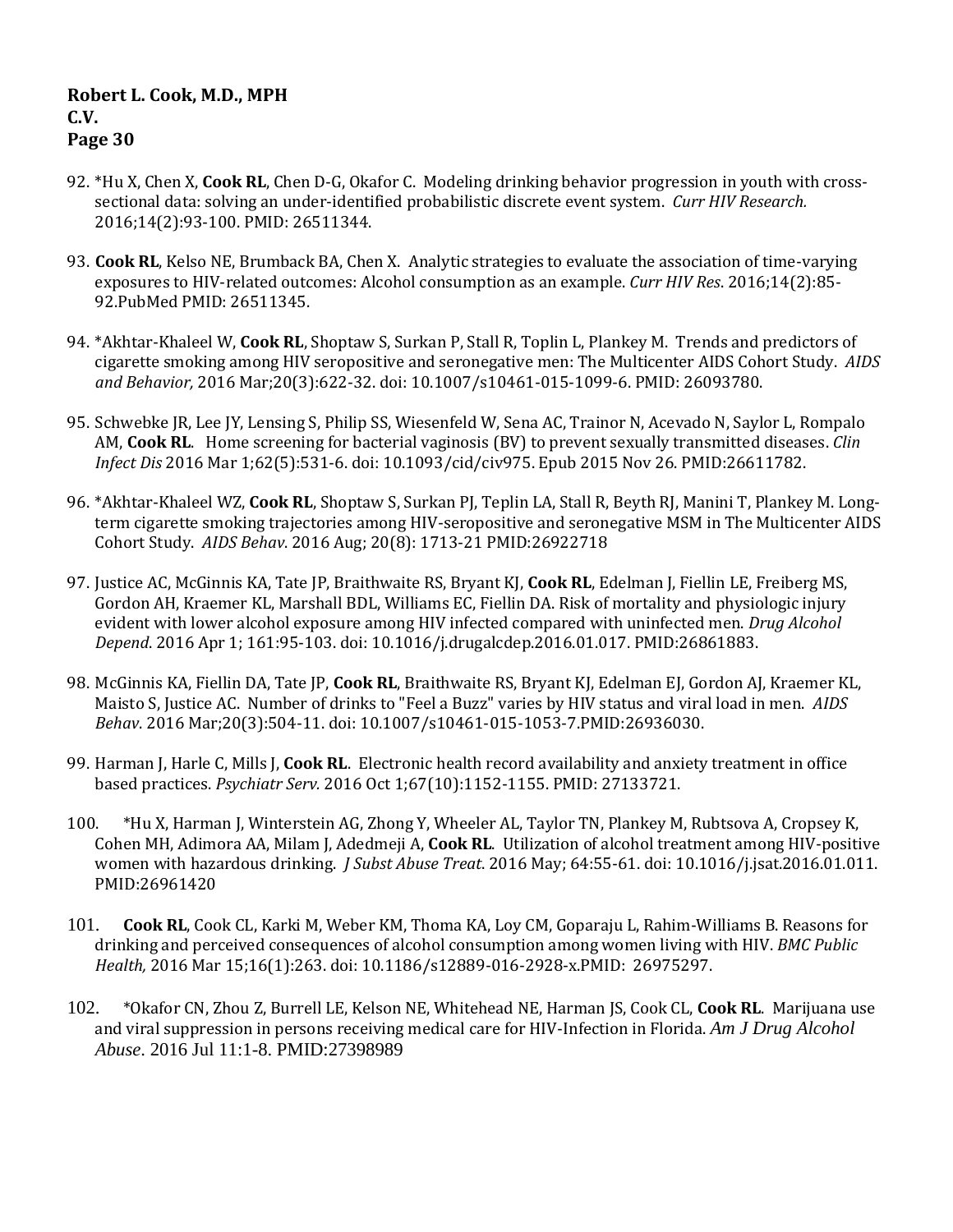92. *Hu X, Chen X, **Cook RL**, Chen D-G, Okafor C. Modeling drinking behavior progression in youth with cross-sectional data: solving an under-identified probabilistic discrete event system. *Curr HIV Research.* 2016;14(2):93-100. PMID: 26511344.

93. **Cook RL**, Kelso NE, Brumback BA, Chen X. Analytic strategies to evaluate the association of time-varying exposures to HIV-related outcomes: Alcohol consumption as an example. *Curr HIV Res*. 2016;14(2):85-92.PubMed PMID: 26511345.

94. *Akhtar-Khaleel W, **Cook RL**, Shoptaw S, Surkan P, Stall R, Toplin L, Plankey M. Trends and predictors of cigarette smoking among HIV seropositive and seronegative men: The Multicenter AIDS Cohort Study. *AIDS and Behavior,* 2016 Mar;20(3):622-32. doi: 10.1007/s10461-015-1099-6. PMID: 26093780.

95. Schwebke JR, Lee JY, Lensing S, Philip SS, Wiesenfeld W, Sena AC, Trainor N, Acevado N, Saylor L, Rompalo AM, **Cook RL**. Home screening for bacterial vaginosis (BV) to prevent sexually transmitted diseases. *Clin Infect Dis* 2016 Mar 1;62(5):531-6. doi: 10.1093/cid/civ975. Epub 2015 Nov 26. PMID:26611782.

96. *Akhtar-Khaleel WZ, **Cook RL**, Shoptaw S, Surkan PJ, Teplin LA, Stall R, Beyth RJ, Manini T, Plankey M. Long-term cigarette smoking trajectories among HIV-seropositive and seronegative MSM in The Multicenter AIDS Cohort Study. *AIDS Behav*. 2016 Aug; 20(8): 1713-21 PMID:26922718

97. Justice AC, McGinnis KA, Tate JP, Braithwaite RS, Bryant KJ, **Cook RL**, Edelman J, Fiellin LE, Freiberg MS, Gordon AH, Kraemer KL, Marshall BDL, Williams EC, Fiellin DA. Risk of mortality and physiologic injury evident with lower alcohol exposure among HIV infected compared with uninfected men. *Drug Alcohol Depend*. 2016 Apr 1; 161:95-103. doi: 10.1016/j.drugalcdep.2016.01.017. PMID:26861883.

98. McGinnis KA, Fiellin DA, Tate JP, **Cook RL**, Braithwaite RS, Bryant KJ, Edelman EJ, Gordon AJ, Kraemer KL, Maisto S, Justice AC. Number of drinks to "Feel a Buzz" varies by HIV status and viral load in men. *AIDS Behav*. 2016 Mar;20(3):504-11. doi: 10.1007/s10461-015-1053-7.PMID:26936030.

99. Harman J, Harle C, Mills J, **Cook RL**. Electronic health record availability and anxiety treatment in office based practices. *Psychiatr Serv.* 2016 Oct 1;67(10):1152-1155. PMID: 27133721.

100. *Hu X, Harman J, Winterstein AG, Zhong Y, Wheeler AL, Taylor TN, Plankey M, Rubtsova A, Cropsey K, Cohen MH, Adimora AA, Milam J, Adedmeji A, **Cook RL**. Utilization of alcohol treatment among HIV-positive women with hazardous drinking. *J Subst Abuse Treat.* 2016 May; 64:55-61. doi: 10.1016/j.jsat.2016.01.011. PMID:26961420

101. **Cook RL**, Cook CL, Karki M, Weber KM, Thoma KA, Loy CM, Goparaju L, Rahim-Williams B. Reasons for drinking and perceived consequences of alcohol consumption among women living with HIV. *BMC Public Health,* 2016 Mar 15;16(1):263. doi: 10.1186/s12889-016-2928-x.PMID: 26975297.

102. *Okafor CN, Zhou Z, Burrell LE, Kelson NE, Whitehead NE, Harman JS, Cook CL, **Cook RL**. Marijuana use and viral suppression in persons receiving medical care for HIV-Infection in Florida. *Am J Drug Alcohol Abuse*. 2016 Jul 11:1-8. PMID:27398989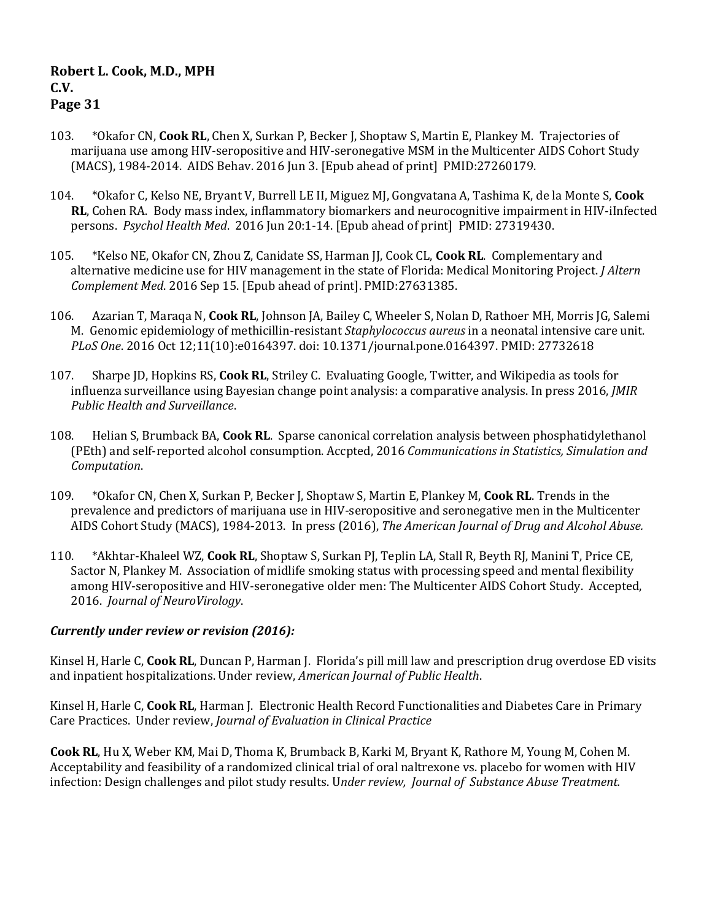103. *Okafor CN, **Cook RL**, Chen X, Surkan P, Becker J, Shoptaw S, Martin E, Plankey M. Trajectories of marijuana use among HIV-seropositive and HIV-seronegative MSM in the Multicenter AIDS Cohort Study (MACS), 1984-2014. AIDS Behav. 2016 Jun 3. [Epub ahead of print] PMID:27260179.

104. *Okafor C, Kelso NE, Bryant V, Burrell LE II, Miguez MJ, Gongvatana A, Tashima K, de la Monte S, **Cook RL**, Cohen RA. Body mass index, inflammatory biomarkers and neurocognitive impairment in HIV-iInfected persons. *Psychol Health Med*. 2016 Jun 20:1-14. [Epub ahead of print] PMID: 27319430.

105. *Kelso NE, Okafor CN, Zhou Z, Canidate SS, Harman JJ, Cook CL, **Cook RL**. Complementary and alternative medicine use for HIV management in the state of Florida: Medical Monitoring Project. *J Altern Complement Med*. 2016 Sep 15. [Epub ahead of print]. PMID:27631385.

106. Azarian T, Maraqa N, **Cook RL**, Johnson JA, Bailey C, Wheeler S, Nolan D, Rathoer MH, Morris JG, Salemi M. Genomic epidemiology of methicillin-resistant *Staphylococcus aureus* in a neonatal intensive care unit. *PLoS One*. 2016 Oct 12;11(10):e0164397. doi: 10.1371/journal.pone.0164397. PMID: 27732618

107. Sharpe JD, Hopkins RS, **Cook RL**, Striley C. Evaluating Google, Twitter, and Wikipedia as tools for influenza surveillance using Bayesian change point analysis: a comparative analysis. In press 2016, *JMIR Public Health and Surveillance*.

108. Helian S, Brumback BA, **Cook RL**. Sparse canonical correlation analysis between phosphatidylethanol (PEth) and self-reported alcohol consumption. Accpted, 2016 *Communications in Statistics, Simulation and Computation*.

109. *Okafor CN, Chen X, Surkan P, Becker J, Shoptaw S, Martin E, Plankey M, **Cook RL**. Trends in the prevalence and predictors of marijuana use in HIV-seropositive and seronegative men in the Multicenter AIDS Cohort Study (MACS), 1984-2013. In press (2016), *The American Journal of Drug and Alcohol Abuse.*

110. *Akhtar-Khaleel WZ, **Cook RL**, Shoptaw S, Surkan PJ, Teplin LA, Stall R, Beyth RJ, Manini T, Price CE, Sactor N, Plankey M. Association of midlife smoking status with processing speed and mental flexibility among HIV-seropositive and HIV-seronegative older men: The Multicenter AIDS Cohort Study. Accepted, 2016. *Journal of NeuroVirology*.

***Currently under review or revision (2016):***

Kinsel H, Harle C, **Cook RL**, Duncan P, Harman J. Florida's pill mill law and prescription drug overdose ED visits and inpatient hospitalizations. Under review, *American Journal of Public Health*.

Kinsel H, Harle C, **Cook RL**, Harman J. Electronic Health Record Functionalities and Diabetes Care in Primary Care Practices. Under review, *Journal of Evaluation in Clinical Practice*

**Cook RL**, Hu X, Weber KM, Mai D, Thoma K, Brumback B, Karki M, Bryant K, Rathore M, Young M, Cohen M. Acceptability and feasibility of a randomized clinical trial of oral naltrexone vs. placebo for women with HIV infection: Design challenges and pilot study results. U*nder review, Journal of Substance Abuse Treatment.*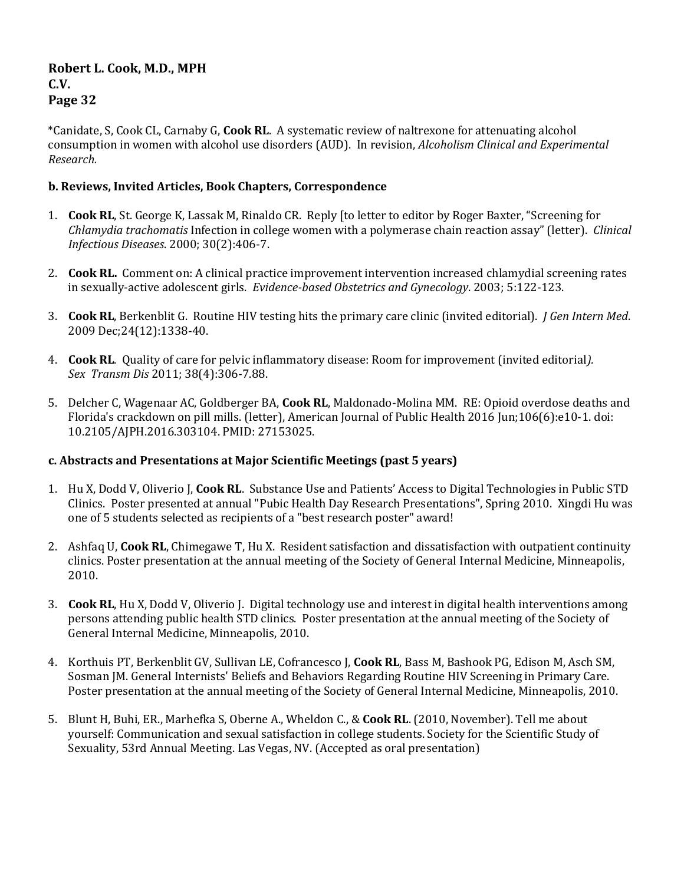*Canidate, S, Cook CL, Carnaby G, **Cook RL**. A systematic review of naltrexone for attenuating alcohol consumption in women with alcohol use disorders (AUD). In revision, *Alcoholism Clinical and Experimental Research.*

**b. Reviews, Invited Articles, Book Chapters, Correspondence**

1. **Cook RL**, St. George K, Lassak M, Rinaldo CR. Reply [to letter to editor by Roger Baxter, "Screening for *Chlamydia trachomatis* Infection in college women with a polymerase chain reaction assay" (letter). *Clinical Infectious Diseases*. 2000; 30(2):406-7.

2. **Cook RL.** Comment on: A clinical practice improvement intervention increased chlamydial screening rates in sexually-active adolescent girls. *Evidence-based Obstetrics and Gynecology*. 2003; 5:122-123.

3. **Cook RL**, Berkenblit G. Routine HIV testing hits the primary care clinic (invited editorial). *J Gen Intern Med*. 2009 Dec;24(12):1338-40.

4. **Cook RL**. Quality of care for pelvic inflammatory disease: Room for improvement (invited editorial*).* *Sex Transm Dis* 2011; 38(4):306-7.88.

5. Delcher C, Wagenaar AC, Goldberger BA, **Cook RL**, Maldonado-Molina MM. RE: Opioid overdose deaths and Florida's crackdown on pill mills. (letter), American Journal of Public Health 2016 Jun;106(6):e10-1. doi: 10.2105/AJPH.2016.303104. PMID: 27153025.

**c. Abstracts and Presentations at Major Scientific Meetings (past 5 years)**

1. Hu X, Dodd V, Oliverio J, **Cook RL**. Substance Use and Patients' Access to Digital Technologies in Public STD Clinics. Poster presented at annual "Pubic Health Day Research Presentations", Spring 2010. Xingdi Hu was one of 5 students selected as recipients of a "best research poster" award!

2. Ashfaq U, **Cook RL**, Chimegawe T, Hu X. Resident satisfaction and dissatisfaction with outpatient continuity clinics. Poster presentation at the annual meeting of the Society of General Internal Medicine, Minneapolis, 2010.

3. **Cook RL**, Hu X, Dodd V, Oliverio J. Digital technology use and interest in digital health interventions among persons attending public health STD clinics. Poster presentation at the annual meeting of the Society of General Internal Medicine, Minneapolis, 2010.

4. Korthuis PT, Berkenblit GV, Sullivan LE, Cofrancesco J, **Cook RL**, Bass M, Bashook PG, Edison M, Asch SM, Sosman JM. General Internists' Beliefs and Behaviors Regarding Routine HIV Screening in Primary Care. Poster presentation at the annual meeting of the Society of General Internal Medicine, Minneapolis, 2010.

5. Blunt H, Buhi, ER., Marhefka S, Oberne A., Wheldon C., & **Cook RL**. (2010, November). Tell me about yourself: Communication and sexual satisfaction in college students. Society for the Scientific Study of Sexuality, 53rd Annual Meeting. Las Vegas, NV. (Accepted as oral presentation)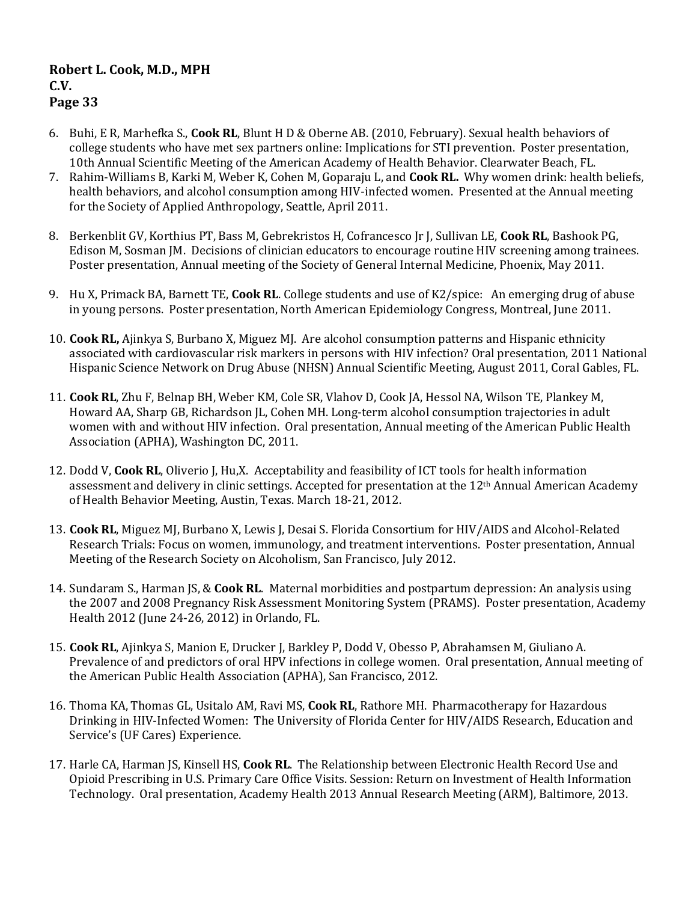6. Buhi, E R, Marhefka S., **Cook RL**, Blunt H D & Oberne AB. (2010, February). Sexual health behaviors of college students who have met sex partners online: Implications for STI prevention. Poster presentation, 10th Annual Scientific Meeting of the American Academy of Health Behavior. Clearwater Beach, FL.
7. Rahim-Williams B, Karki M, Weber K, Cohen M, Goparaju L, and **Cook RL.** Why women drink: health beliefs, health behaviors, and alcohol consumption among HIV-infected women. Presented at the Annual meeting for the Society of Applied Anthropology, Seattle, April 2011.
8. Berkenblit GV, Korthius PT, Bass M, Gebrekristos H, Cofrancesco Jr J, Sullivan LE, **Cook RL**, Bashook PG, Edison M, Sosman JM. Decisions of clinician educators to encourage routine HIV screening among trainees. Poster presentation, Annual meeting of the Society of General Internal Medicine, Phoenix, May 2011.
9. Hu X, Primack BA, Barnett TE, **Cook RL**. College students and use of K2/spice: An emerging drug of abuse in young persons. Poster presentation, North American Epidemiology Congress, Montreal, June 2011.
10. **Cook RL,** Ajinkya S, Burbano X, Miguez MJ. Are alcohol consumption patterns and Hispanic ethnicity associated with cardiovascular risk markers in persons with HIV infection? Oral presentation, 2011 National Hispanic Science Network on Drug Abuse (NHSN) Annual Scientific Meeting, August 2011, Coral Gables, FL.
11. **Cook RL**, Zhu F, Belnap BH, Weber KM, Cole SR, Vlahov D, Cook JA, Hessol NA, Wilson TE, Plankey M, Howard AA, Sharp GB, Richardson JL, Cohen MH. Long-term alcohol consumption trajectories in adult women with and without HIV infection. Oral presentation, Annual meeting of the American Public Health Association (APHA), Washington DC, 2011.
12. Dodd V, **Cook RL**, Oliverio J, Hu,X. Acceptability and feasibility of ICT tools for health information assessment and delivery in clinic settings. Accepted for presentation at the 12th Annual American Academy of Health Behavior Meeting, Austin, Texas. March 18-21, 2012.
13. **Cook RL**, Miguez MJ, Burbano X, Lewis J, Desai S. Florida Consortium for HIV/AIDS and Alcohol-Related Research Trials: Focus on women, immunology, and treatment interventions. Poster presentation, Annual Meeting of the Research Society on Alcoholism, San Francisco, July 2012.
14. Sundaram S., Harman JS, & **Cook RL**. Maternal morbidities and postpartum depression: An analysis using the 2007 and 2008 Pregnancy Risk Assessment Monitoring System (PRAMS). Poster presentation, Academy Health 2012 (June 24-26, 2012) in Orlando, FL.
15. **Cook RL**, Ajinkya S, Manion E, Drucker J, Barkley P, Dodd V, Obesso P, Abrahamsen M, Giuliano A. Prevalence of and predictors of oral HPV infections in college women. Oral presentation, Annual meeting of the American Public Health Association (APHA), San Francisco, 2012.
16. Thoma KA, Thomas GL, Usitalo AM, Ravi MS, **Cook RL**, Rathore MH. Pharmacotherapy for Hazardous Drinking in HIV-Infected Women: The University of Florida Center for HIV/AIDS Research, Education and Service's (UF Cares) Experience.
17. Harle CA, Harman JS, Kinsell HS, **Cook RL**. The Relationship between Electronic Health Record Use and Opioid Prescribing in U.S. Primary Care Office Visits. Session: Return on Investment of Health Information Technology. Oral presentation, Academy Health 2013 Annual Research Meeting (ARM), Baltimore, 2013.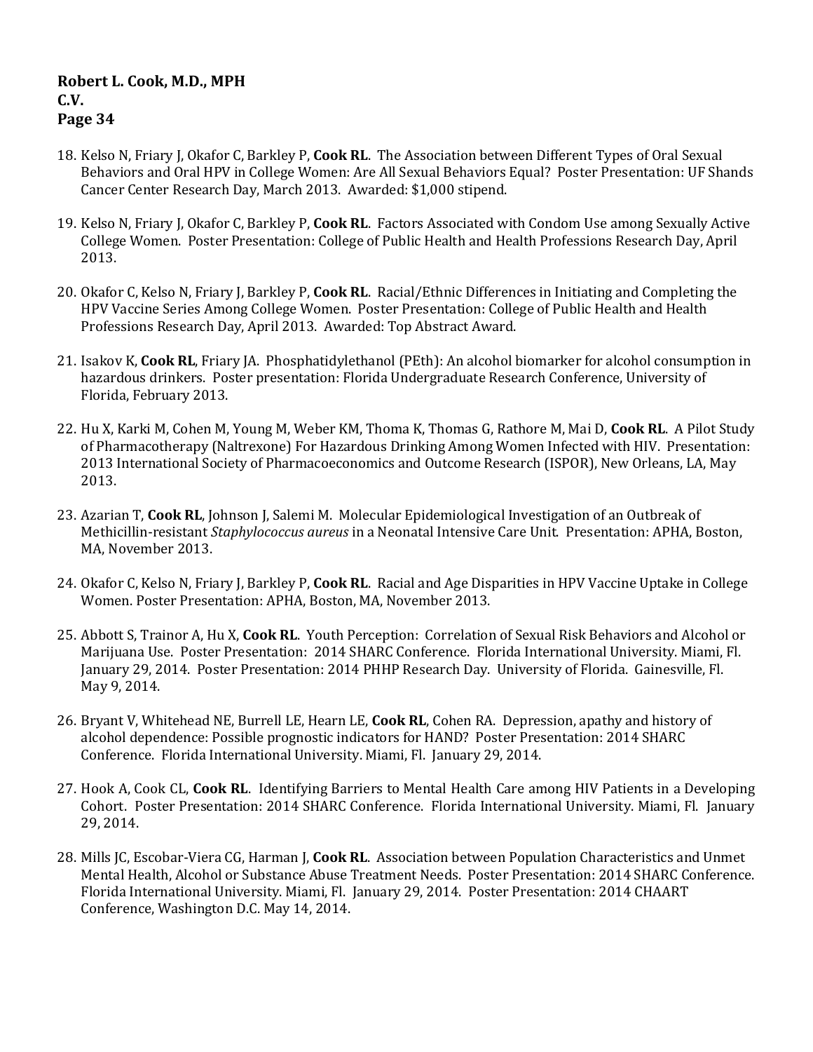18. Kelso N, Friary J, Okafor C, Barkley P, **Cook RL**. The Association between Different Types of Oral Sexual Behaviors and Oral HPV in College Women: Are All Sexual Behaviors Equal? Poster Presentation: UF Shands Cancer Center Research Day, March 2013. Awarded: $1,000 stipend.

19. Kelso N, Friary J, Okafor C, Barkley P, **Cook RL**. Factors Associated with Condom Use among Sexually Active College Women. Poster Presentation: College of Public Health and Health Professions Research Day, April 2013.

20. Okafor C, Kelso N, Friary J, Barkley P, **Cook RL**. Racial/Ethnic Differences in Initiating and Completing the HPV Vaccine Series Among College Women. Poster Presentation: College of Public Health and Health Professions Research Day, April 2013. Awarded: Top Abstract Award.

21. Isakov K, **Cook RL**, Friary JA. Phosphatidylethanol (PEth): An alcohol biomarker for alcohol consumption in hazardous drinkers. Poster presentation: Florida Undergraduate Research Conference, University of Florida, February 2013.

22. Hu X, Karki M, Cohen M, Young M, Weber KM, Thoma K, Thomas G, Rathore M, Mai D, **Cook RL**. A Pilot Study of Pharmacotherapy (Naltrexone) For Hazardous Drinking Among Women Infected with HIV. Presentation: 2013 International Society of Pharmacoeconomics and Outcome Research (ISPOR), New Orleans, LA, May 2013.

23. Azarian T, **Cook RL**, Johnson J, Salemi M. Molecular Epidemiological Investigation of an Outbreak of Methicillin-resistant *Staphylococcus aureus* in a Neonatal Intensive Care Unit. Presentation: APHA, Boston, MA, November 2013.

24. Okafor C, Kelso N, Friary J, Barkley P, **Cook RL**. Racial and Age Disparities in HPV Vaccine Uptake in College Women. Poster Presentation: APHA, Boston, MA, November 2013.

25. Abbott S, Trainor A, Hu X, **Cook RL**. Youth Perception: Correlation of Sexual Risk Behaviors and Alcohol or Marijuana Use. Poster Presentation: 2014 SHARC Conference. Florida International University. Miami, Fl. January 29, 2014. Poster Presentation: 2014 PHHP Research Day. University of Florida. Gainesville, Fl. May 9, 2014.

26. Bryant V, Whitehead NE, Burrell LE, Hearn LE, **Cook RL**, Cohen RA. Depression, apathy and history of alcohol dependence: Possible prognostic indicators for HAND? Poster Presentation: 2014 SHARC Conference. Florida International University. Miami, Fl. January 29, 2014.

27. Hook A, Cook CL, **Cook RL**. Identifying Barriers to Mental Health Care among HIV Patients in a Developing Cohort. Poster Presentation: 2014 SHARC Conference. Florida International University. Miami, Fl. January 29, 2014.

28. Mills JC, Escobar-Viera CG, Harman J, **Cook RL**. Association between Population Characteristics and Unmet Mental Health, Alcohol or Substance Abuse Treatment Needs. Poster Presentation: 2014 SHARC Conference. Florida International University. Miami, Fl. January 29, 2014. Poster Presentation: 2014 CHAART Conference, Washington D.C. May 14, 2014.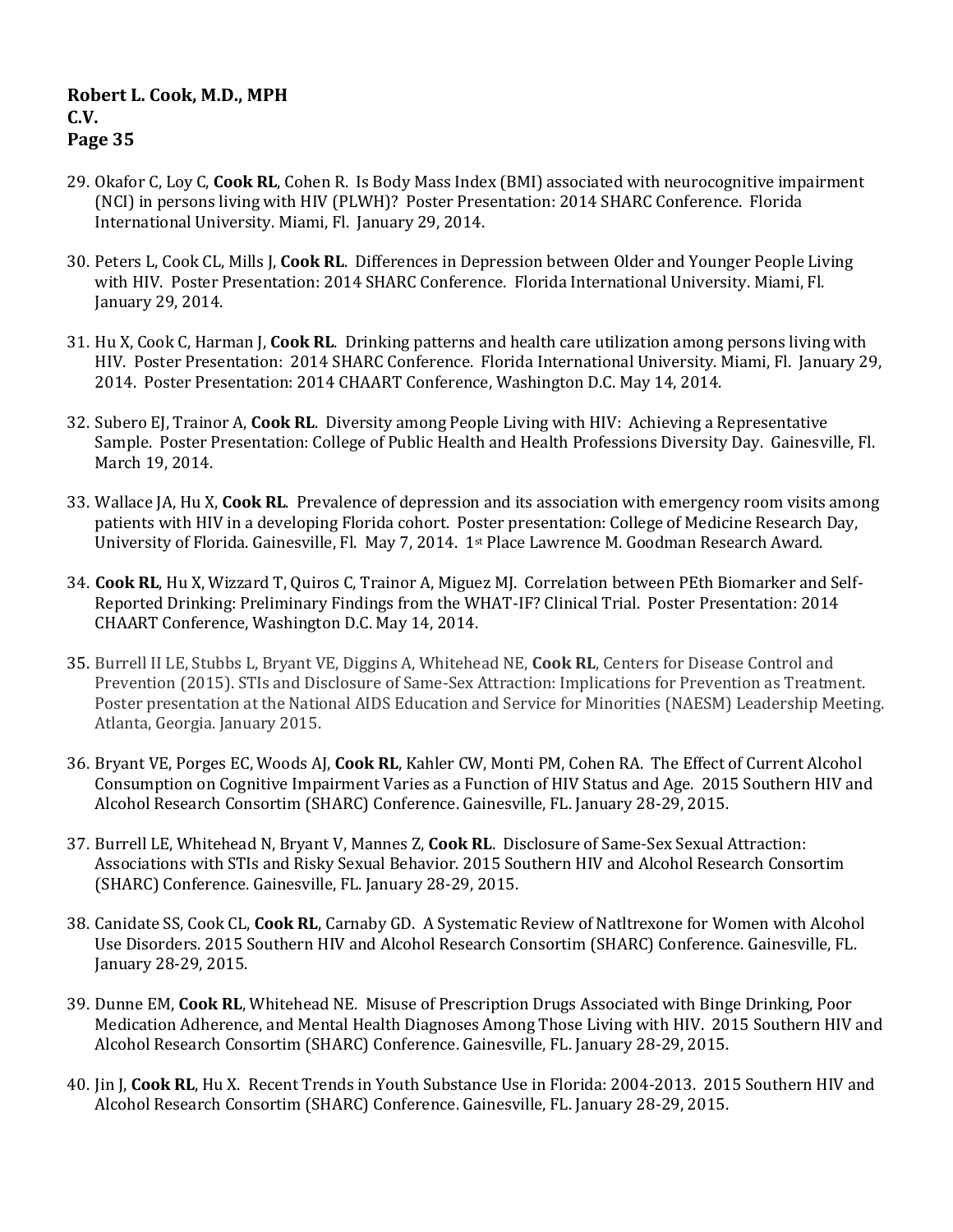29. Okafor C, Loy C, **Cook RL**, Cohen R. Is Body Mass Index (BMI) associated with neurocognitive impairment (NCI) in persons living with HIV (PLWH)? Poster Presentation: 2014 SHARC Conference. Florida International University. Miami, Fl. January 29, 2014.

30. Peters L, Cook CL, Mills J, **Cook RL**. Differences in Depression between Older and Younger People Living with HIV. Poster Presentation: 2014 SHARC Conference. Florida International University. Miami, Fl. January 29, 2014.

31. Hu X, Cook C, Harman J, **Cook RL**. Drinking patterns and health care utilization among persons living with HIV. Poster Presentation: 2014 SHARC Conference. Florida International University. Miami, Fl. January 29, 2014. Poster Presentation: 2014 CHAART Conference, Washington D.C. May 14, 2014.

32. Subero EJ, Trainor A, **Cook RL**. Diversity among People Living with HIV: Achieving a Representative Sample. Poster Presentation: College of Public Health and Health Professions Diversity Day. Gainesville, Fl. March 19, 2014.

33. Wallace JA, Hu X, **Cook RL**. Prevalence of depression and its association with emergency room visits among patients with HIV in a developing Florida cohort. Poster presentation: College of Medicine Research Day, University of Florida. Gainesville, Fl. May 7, 2014. 1st Place Lawrence M. Goodman Research Award.

34. **Cook RL**, Hu X, Wizzard T, Quiros C, Trainor A, Miguez MJ. Correlation between PEth Biomarker and Self-Reported Drinking: Preliminary Findings from the WHAT-IF? Clinical Trial. Poster Presentation: 2014 CHAART Conference, Washington D.C. May 14, 2014.

35. Burrell II LE, Stubbs L, Bryant VE, Diggins A, Whitehead NE, **Cook RL**, Centers for Disease Control and Prevention (2015). STIs and Disclosure of Same-Sex Attraction: Implications for Prevention as Treatment. Poster presentation at the National AIDS Education and Service for Minorities (NAESM) Leadership Meeting. Atlanta, Georgia. January 2015.

36. Bryant VE, Porges EC, Woods AJ, **Cook RL**, Kahler CW, Monti PM, Cohen RA. The Effect of Current Alcohol Consumption on Cognitive Impairment Varies as a Function of HIV Status and Age. 2015 Southern HIV and Alcohol Research Consortim (SHARC) Conference. Gainesville, FL. January 28-29, 2015.

37. Burrell LE, Whitehead N, Bryant V, Mannes Z, **Cook RL**. Disclosure of Same-Sex Sexual Attraction: Associations with STIs and Risky Sexual Behavior. 2015 Southern HIV and Alcohol Research Consortim (SHARC) Conference. Gainesville, FL. January 28-29, 2015.

38. Canidate SS, Cook CL, **Cook RL**, Carnaby GD. A Systematic Review of Natltrexone for Women with Alcohol Use Disorders. 2015 Southern HIV and Alcohol Research Consortim (SHARC) Conference. Gainesville, FL. January 28-29, 2015.

39. Dunne EM, **Cook RL**, Whitehead NE. Misuse of Prescription Drugs Associated with Binge Drinking, Poor Medication Adherence, and Mental Health Diagnoses Among Those Living with HIV. 2015 Southern HIV and Alcohol Research Consortim (SHARC) Conference. Gainesville, FL. January 28-29, 2015.

40. Jin J, **Cook RL**, Hu X. Recent Trends in Youth Substance Use in Florida: 2004-2013. 2015 Southern HIV and Alcohol Research Consortim (SHARC) Conference. Gainesville, FL. January 28-29, 2015.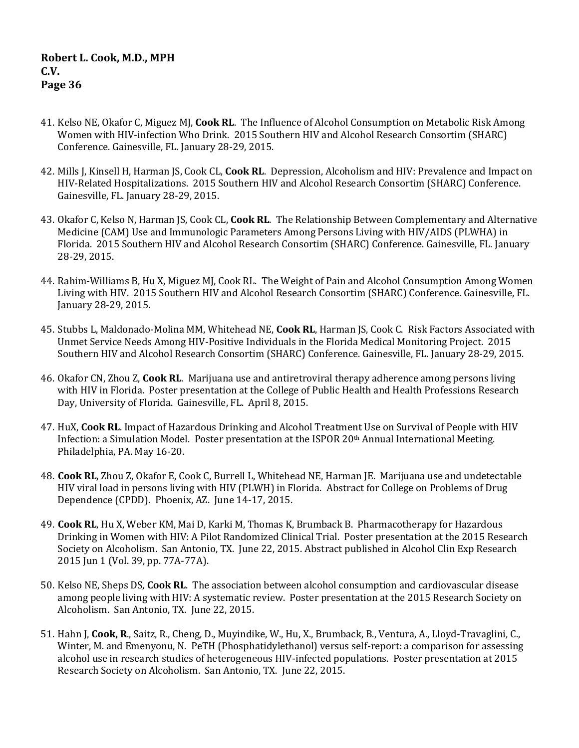41. Kelso NE, Okafor C, Miguez MJ, **Cook RL**. The Influence of Alcohol Consumption on Metabolic Risk Among Women with HIV-infection Who Drink. 2015 Southern HIV and Alcohol Research Consortim (SHARC) Conference. Gainesville, FL. January 28-29, 2015.

42. Mills J, Kinsell H, Harman JS, Cook CL, **Cook RL**. Depression, Alcoholism and HIV: Prevalence and Impact on HIV-Related Hospitalizations. 2015 Southern HIV and Alcohol Research Consortim (SHARC) Conference. Gainesville, FL. January 28-29, 2015.

43. Okafor C, Kelso N, Harman JS, Cook CL, **Cook RL**. The Relationship Between Complementary and Alternative Medicine (CAM) Use and Immunologic Parameters Among Persons Living with HIV/AIDS (PLWHA) in Florida. 2015 Southern HIV and Alcohol Research Consortim (SHARC) Conference. Gainesville, FL. January 28-29, 2015.

44. Rahim-Williams B, Hu X, Miguez MJ, Cook RL. The Weight of Pain and Alcohol Consumption Among Women Living with HIV. 2015 Southern HIV and Alcohol Research Consortim (SHARC) Conference. Gainesville, FL. January 28-29, 2015.

45. Stubbs L, Maldonado-Molina MM, Whitehead NE, **Cook RL**, Harman JS, Cook C. Risk Factors Associated with Unmet Service Needs Among HIV-Positive Individuals in the Florida Medical Monitoring Project. 2015 Southern HIV and Alcohol Research Consortim (SHARC) Conference. Gainesville, FL. January 28-29, 2015.

46. Okafor CN, Zhou Z, **Cook RL**. Marijuana use and antiretroviral therapy adherence among persons living with HIV in Florida. Poster presentation at the College of Public Health and Health Professions Research Day, University of Florida. Gainesville, FL. April 8, 2015.

47. HuX, **Cook RL**. Impact of Hazardous Drinking and Alcohol Treatment Use on Survival of People with HIV Infection: a Simulation Model. Poster presentation at the ISPOR 20th Annual International Meeting. Philadelphia, PA. May 16-20.

48. **Cook RL**, Zhou Z, Okafor E, Cook C, Burrell L, Whitehead NE, Harman JE. Marijuana use and undetectable HIV viral load in persons living with HIV (PLWH) in Florida. Abstract for College on Problems of Drug Dependence (CPDD). Phoenix, AZ. June 14-17, 2015.

49. **Cook RL**, Hu X, Weber KM, Mai D, Karki M, Thomas K, Brumback B. Pharmacotherapy for Hazardous Drinking in Women with HIV: A Pilot Randomized Clinical Trial. Poster presentation at the 2015 Research Society on Alcoholism. San Antonio, TX. June 22, 2015. Abstract published in Alcohol Clin Exp Research 2015 Jun 1 (Vol. 39, pp. 77A-77A).

50. Kelso NE, Sheps DS, **Cook RL**. The association between alcohol consumption and cardiovascular disease among people living with HIV: A systematic review. Poster presentation at the 2015 Research Society on Alcoholism. San Antonio, TX. June 22, 2015.

51. Hahn J, **Cook, R**., Saitz, R., Cheng, D., Muyindike, W., Hu, X., Brumback, B., Ventura, A., Lloyd-Travaglini, C., Winter, M. and Emenyonu, N. PeTH (Phosphatidylethanol) versus self-report: a comparison for assessing alcohol use in research studies of heterogeneous HIV-infected populations. Poster presentation at 2015 Research Society on Alcoholism. San Antonio, TX. June 22, 2015.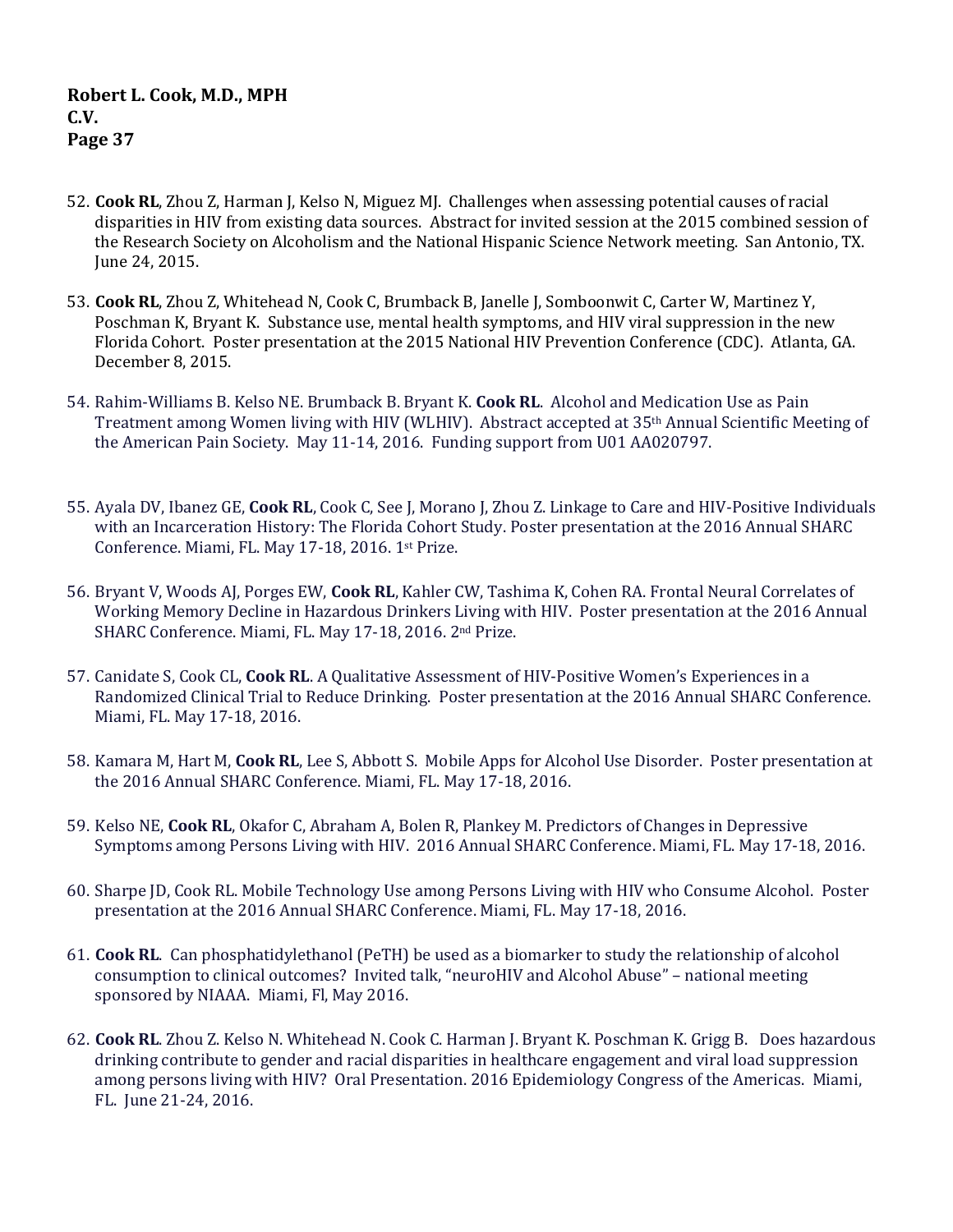52. **Cook RL**, Zhou Z, Harman J, Kelso N, Miguez MJ. Challenges when assessing potential causes of racial disparities in HIV from existing data sources. Abstract for invited session at the 2015 combined session of the Research Society on Alcoholism and the National Hispanic Science Network meeting. San Antonio, TX. June 24, 2015.

53. **Cook RL**, Zhou Z, Whitehead N, Cook C, Brumback B, Janelle J, Somboonwit C, Carter W, Martinez Y, Poschman K, Bryant K. Substance use, mental health symptoms, and HIV viral suppression in the new Florida Cohort. Poster presentation at the 2015 National HIV Prevention Conference (CDC). Atlanta, GA. December 8, 2015.

54. Rahim-Williams B. Kelso NE. Brumback B. Bryant K. **Cook RL**. Alcohol and Medication Use as Pain Treatment among Women living with HIV (WLHIV). Abstract accepted at 35th Annual Scientific Meeting of the American Pain Society. May 11-14, 2016. Funding support from U01 AA020797.

55. Ayala DV, Ibanez GE, **Cook RL**, Cook C, See J, Morano J, Zhou Z. Linkage to Care and HIV-Positive Individuals with an Incarceration History: The Florida Cohort Study. Poster presentation at the 2016 Annual SHARC Conference. Miami, FL. May 17-18, 2016. 1st Prize.

56. Bryant V, Woods AJ, Porges EW, **Cook RL**, Kahler CW, Tashima K, Cohen RA. Frontal Neural Correlates of Working Memory Decline in Hazardous Drinkers Living with HIV. Poster presentation at the 2016 Annual SHARC Conference. Miami, FL. May 17-18, 2016. 2nd Prize.

57. Canidate S, Cook CL, **Cook RL**. A Qualitative Assessment of HIV-Positive Women's Experiences in a Randomized Clinical Trial to Reduce Drinking. Poster presentation at the 2016 Annual SHARC Conference. Miami, FL. May 17-18, 2016.

58. Kamara M, Hart M, **Cook RL**, Lee S, Abbott S. Mobile Apps for Alcohol Use Disorder. Poster presentation at the 2016 Annual SHARC Conference. Miami, FL. May 17-18, 2016.

59. Kelso NE, **Cook RL**, Okafor C, Abraham A, Bolen R, Plankey M. Predictors of Changes in Depressive Symptoms among Persons Living with HIV. 2016 Annual SHARC Conference. Miami, FL. May 17-18, 2016.

60. Sharpe JD, Cook RL. Mobile Technology Use among Persons Living with HIV who Consume Alcohol. Poster presentation at the 2016 Annual SHARC Conference. Miami, FL. May 17-18, 2016.

61. **Cook RL**. Can phosphatidylethanol (PeTH) be used as a biomarker to study the relationship of alcohol consumption to clinical outcomes? Invited talk, "neuroHIV and Alcohol Abuse" – national meeting sponsored by NIAAA. Miami, Fl, May 2016.

62. **Cook RL**. Zhou Z. Kelso N. Whitehead N. Cook C. Harman J. Bryant K. Poschman K. Grigg B. Does hazardous drinking contribute to gender and racial disparities in healthcare engagement and viral load suppression among persons living with HIV? Oral Presentation. 2016 Epidemiology Congress of the Americas. Miami, FL. June 21-24, 2016.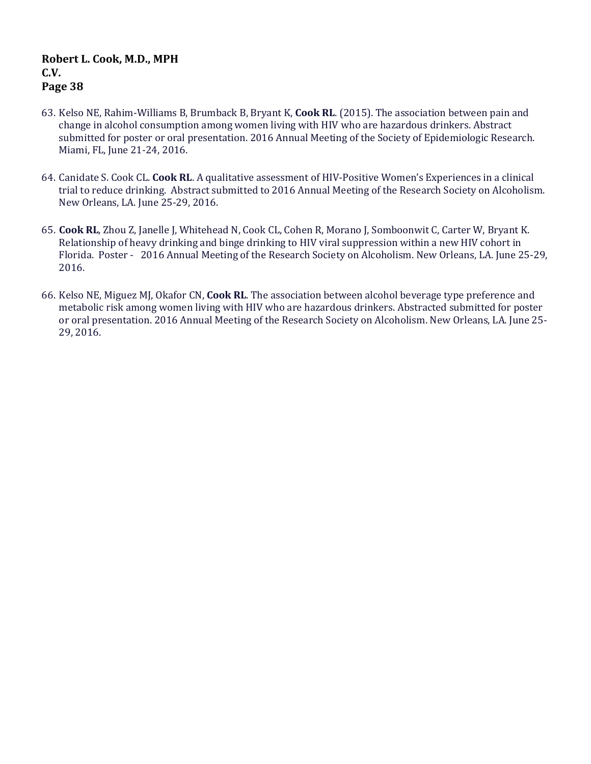63. Kelso NE, Rahim-Williams B, Brumback B, Bryant K, **Cook RL**. (2015). The association between pain and change in alcohol consumption among women living with HIV who are hazardous drinkers. Abstract submitted for poster or oral presentation. 2016 Annual Meeting of the Society of Epidemiologic Research. Miami, FL, June 21-24, 2016.

64. Canidate S. Cook CL. **Cook RL**. A qualitative assessment of HIV-Positive Women's Experiences in a clinical trial to reduce drinking. Abstract submitted to 2016 Annual Meeting of the Research Society on Alcoholism. New Orleans, LA. June 25-29, 2016.

65. **Cook RL**, Zhou Z, Janelle J, Whitehead N, Cook CL, Cohen R, Morano J, Somboonwit C, Carter W, Bryant K. Relationship of heavy drinking and binge drinking to HIV viral suppression within a new HIV cohort in Florida. Poster - 2016 Annual Meeting of the Research Society on Alcoholism. New Orleans, LA. June 25-29, 2016.

66. Kelso NE, Miguez MJ, Okafor CN, **Cook RL**. The association between alcohol beverage type preference and metabolic risk among women living with HIV who are hazardous drinkers. Abstracted submitted for poster or oral presentation. 2016 Annual Meeting of the Research Society on Alcoholism. New Orleans, LA. June 25-29, 2016.